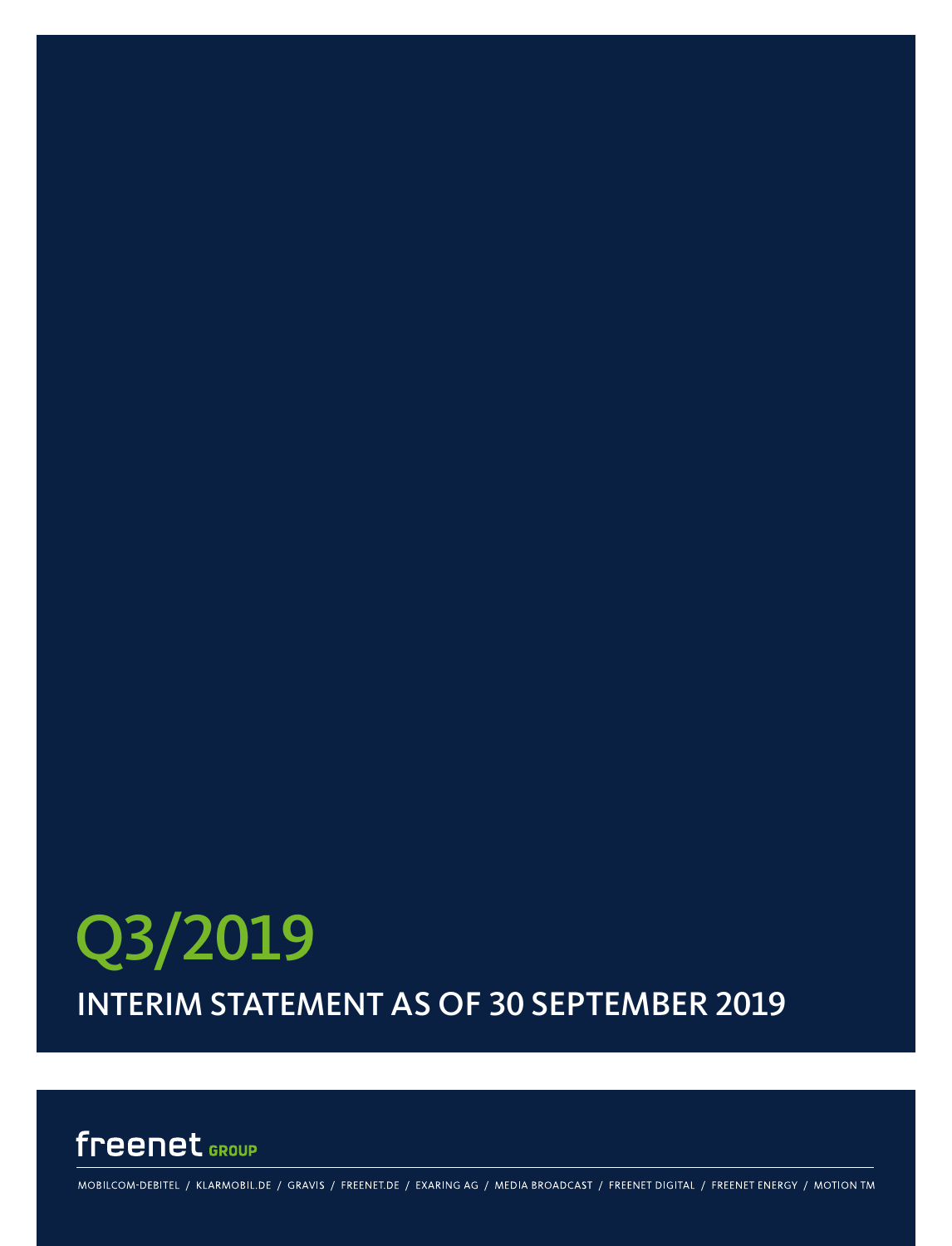# Q3/2019

## INTERIM STATEMENT AS OF 30 SEPTEMBER 2019

freenet GROUP

MOBILCOM-DEBITEL / KLARMOBIL.DE / GRAVIS / FREENET.DE / EXARING AG / MEDIA BROADCAST / FREENET DIGITAL / FREENET ENERGY / MOTION TM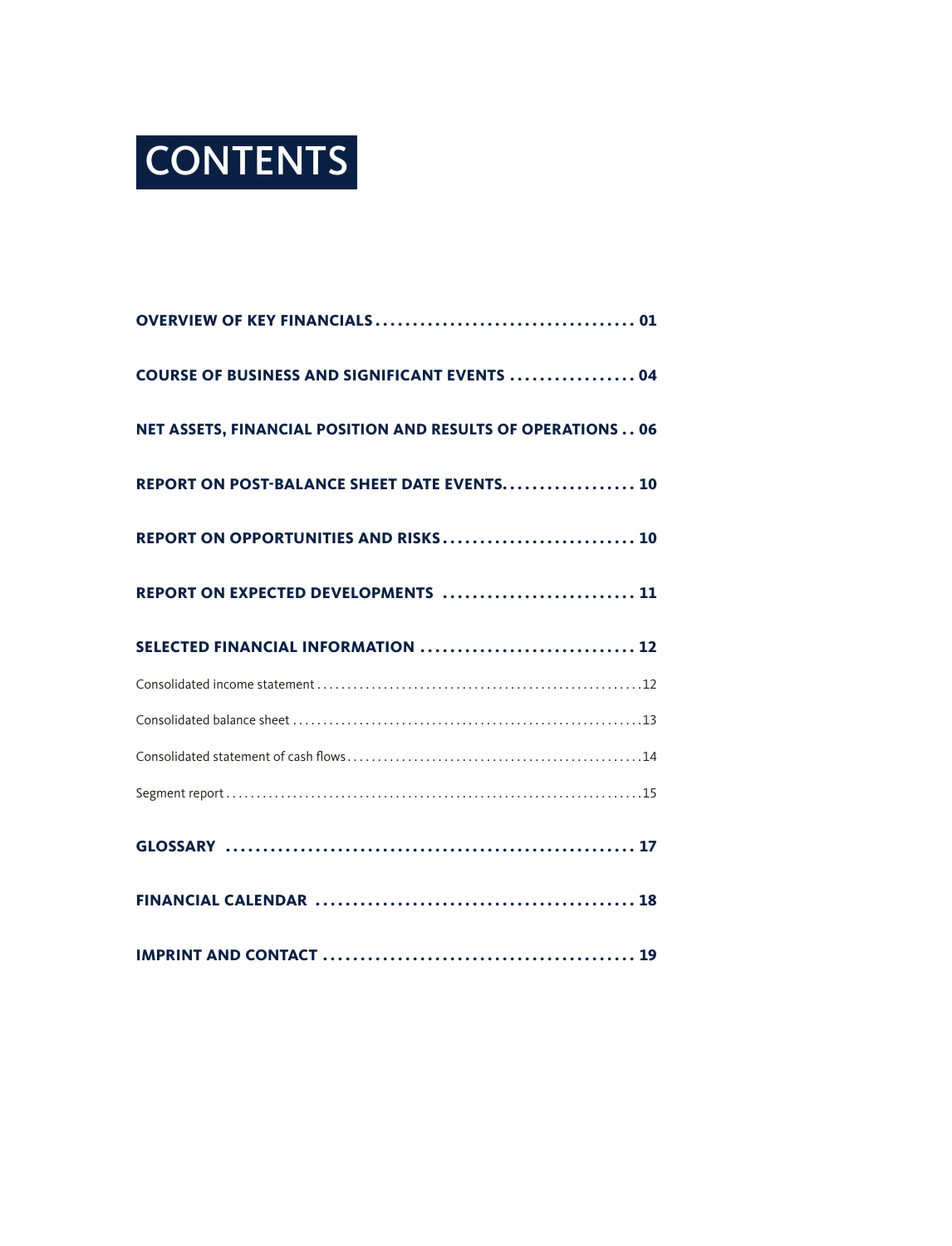# CONTENTS

**OVERVIEW OF KEY FINANCIALS** .................................... 01

**COURSE OF BUSINESS AND SIGNIFICANT EVENTS** ................. 04

**NET ASSETS, FINANCIAL POSITION AND RESULTS OF OPERATIONS** . . 06

**REPORT ON POST-BALANCE SHEET DATE EVENTS** .................. 10

**REPORT ON OPPORTUNITIES AND RISKS** .......................... 10

**REPORT ON EXPECTED DEVELOPMENTS** .......................... 11

**SELECTED FINANCIAL INFORMATION** ............................ 12

Consolidated income statement ...................................................... 12

Consolidated balance sheet .......................................................... 13

Consolidated statement of cash flows ................................................ 14

Segment report ...................................................................... 15

**GLOSSARY** ...................................................... 17

**FINANCIAL CALENDAR** .......................................... 18

**IMPRINT AND CONTACT** .......................................... 19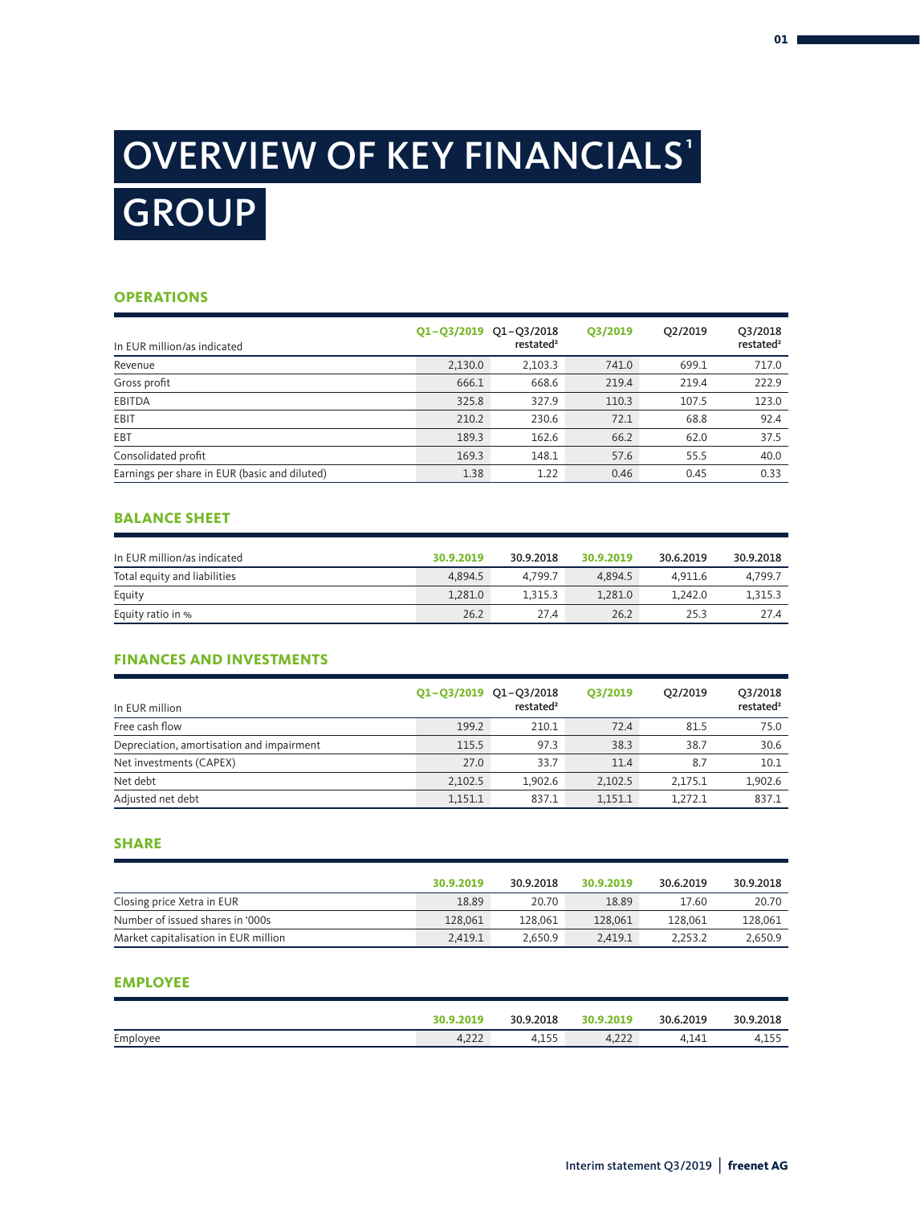# OVERVIEW OF KEY FINANCIALS[1]

# GROUP

## OPERATIONS

| In EUR million/as indicated | Q1–Q3/2019 | Q1–Q3/2018 restated[2] | Q3/2019 | Q2/2019 | Q3/2018 restated[2] |
|---|---|---|---|---|---|
| Revenue | 2,130.0 | 2,103.3 | 741.0 | 699.1 | 717.0 |
| Gross profit | 666.1 | 668.6 | 219.4 | 219.4 | 222.9 |
| EBITDA | 325.8 | 327.9 | 110.3 | 107.5 | 123.0 |
| EBIT | 210.2 | 230.6 | 72.1 | 68.8 | 92.4 |
| EBT | 189.3 | 162.6 | 66.2 | 62.0 | 37.5 |
| Consolidated profit | 169.3 | 148.1 | 57.6 | 55.5 | 40.0 |
| Earnings per share in EUR (basic and diluted) | 1.38 | 1.22 | 0.46 | 0.45 | 0.33 |

## BALANCE SHEET

| In EUR million/as indicated | 30.9.2019 | 30.9.2018 | 30.9.2019 | 30.6.2019 | 30.9.2018 |
|---|---|---|---|---|---|
| Total equity and liabilities | 4,894.5 | 4,799.7 | 4,894.5 | 4,911.6 | 4,799.7 |
| Equity | 1,281.0 | 1,315.3 | 1,281.0 | 1,242.0 | 1,315.3 |
| Equity ratio in % | 26.2 | 27.4 | 26.2 | 25.3 | 27.4 |

## FINANCES AND INVESTMENTS

| In EUR million | Q1–Q3/2019 | Q1–Q3/2018 restated[2] | Q3/2019 | Q2/2019 | Q3/2018 restated[2] |
|---|---|---|---|---|---|
| Free cash flow | 199.2 | 210.1 | 72.4 | 81.5 | 75.0 |
| Depreciation, amortisation and impairment | 115.5 | 97.3 | 38.3 | 38.7 | 30.6 |
| Net investments (CAPEX) | 27.0 | 33.7 | 11.4 | 8.7 | 10.1 |
| Net debt | 2,102.5 | 1,902.6 | 2,102.5 | 2,175.1 | 1,902.6 |
| Adjusted net debt | 1,151.1 | 837.1 | 1,151.1 | 1,272.1 | 837.1 |

## SHARE

| | 30.9.2019 | 30.9.2018 | 30.9.2019 | 30.6.2019 | 30.9.2018 |
|---|---|---|---|---|---|
| Closing price Xetra in EUR | 18.89 | 20.70 | 18.89 | 17.60 | 20.70 |
| Number of issued shares in '000s | 128,061 | 128,061 | 128,061 | 128,061 | 128,061 |
| Market capitalisation in EUR million | 2,419.1 | 2,650.9 | 2,419.1 | 2,253.2 | 2,650.9 |

## EMPLOYEE

| | 30.9.2019 | 30.9.2018 | 30.9.2019 | 30.6.2019 | 30.9.2018 |
|---|---|---|---|---|---|
| Employee | 4,222 | 4,155 | 4,222 | 4,141 | 4,155 |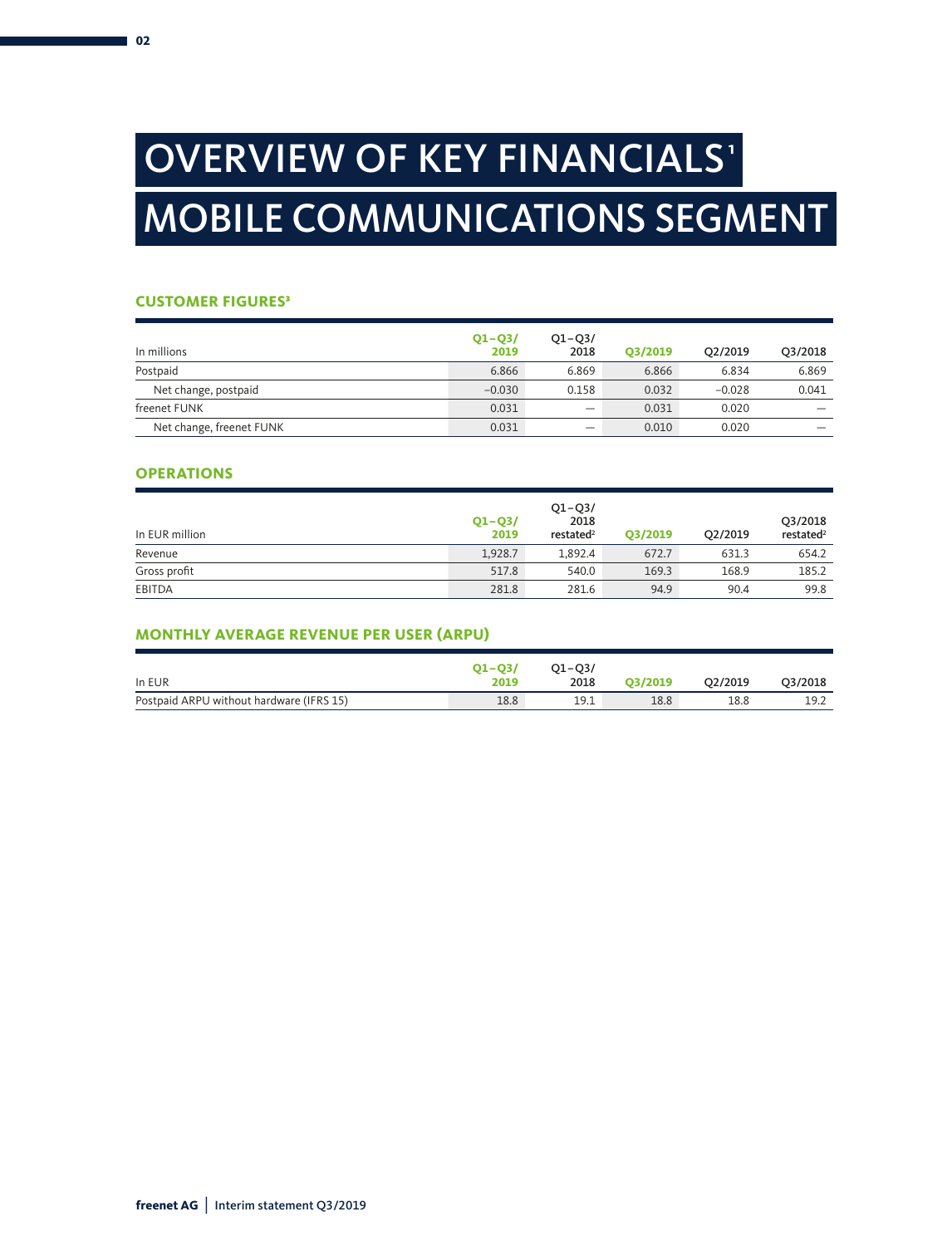# OVERVIEW OF KEY FINANCIALS[1]

# MOBILE COMMUNICATIONS SEGMENT

### CUSTOMER FIGURES[3]

| In millions | Q1–Q3/ 2019 | Q1–Q3/ 2018 | Q3/2019 | Q2/2019 | Q3/2018 |
|---|---|---|---|---|---|
| Postpaid | 6.866 | 6.869 | 6.866 | 6.834 | 6.869 |
| Net change, postpaid | –0.030 | 0.158 | 0.032 | –0.028 | 0.041 |
| freenet FUNK | 0.031 | – | 0.031 | 0.020 | – |
| Net change, freenet FUNK | 0.031 | – | 0.010 | 0.020 | – |

### OPERATIONS

| In EUR million | Q1–Q3/ 2019 | Q1–Q3/ 2018 restated[2] | Q3/2019 | Q2/2019 | Q3/2018 restated[2] |
|---|---|---|---|---|---|
| Revenue | 1,928.7 | 1,892.4 | 672.7 | 631.3 | 654.2 |
| Gross profit | 517.8 | 540.0 | 169.3 | 168.9 | 185.2 |
| EBITDA | 281.8 | 281.6 | 94.9 | 90.4 | 99.8 |

### MONTHLY AVERAGE REVENUE PER USER (ARPU)

| In EUR | Q1–Q3/ 2019 | Q1–Q3/ 2018 | Q3/2019 | Q2/2019 | Q3/2018 |
|---|---|---|---|---|---|
| Postpaid ARPU without hardware (IFRS 15) | 18.8 | 19.1 | 18.8 | 18.8 | 19.2 |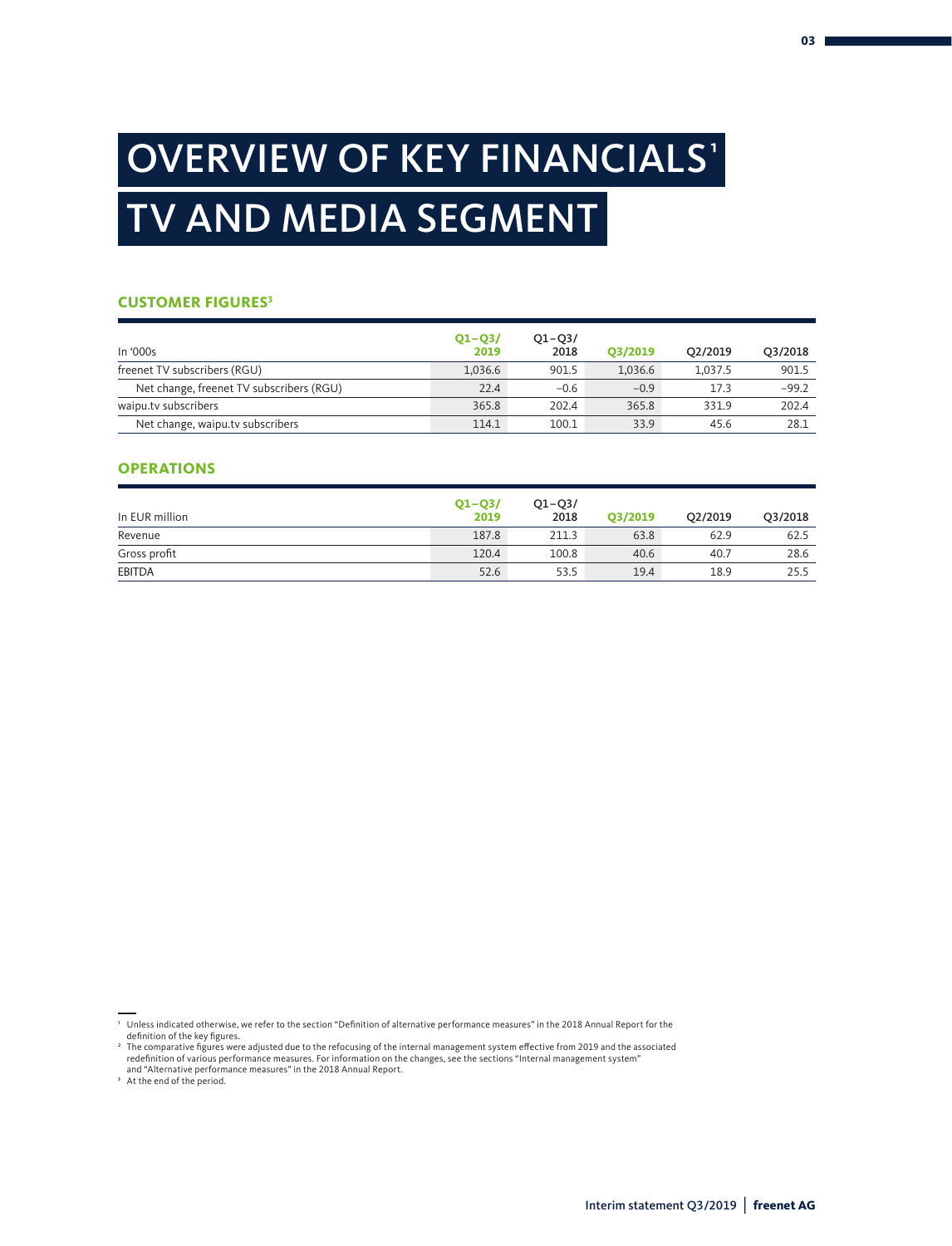# OVERVIEW OF KEY FINANCIALS[1]

# TV AND MEDIA SEGMENT

### CUSTOMER FIGURES[3]

| In '000s | Q1–Q3/ 2019 | Q1–Q3/ 2018 | Q3/2019 | Q2/2019 | Q3/2018 |
|---|---|---|---|---|---|
| freenet TV subscribers (RGU) | 1,036.6 | 901.5 | 1,036.6 | 1,037.5 | 901.5 |
| Net change, freenet TV subscribers (RGU) | 22.4 | −0.6 | −0.9 | 17.3 | −99.2 |
| waipu.tv subscribers | 365.8 | 202.4 | 365.8 | 331.9 | 202.4 |
| Net change, waipu.tv subscribers | 114.1 | 100.1 | 33.9 | 45.6 | 28.1 |

### OPERATIONS

| In EUR million | Q1–Q3/ 2019 | Q1–Q3/ 2018 | Q3/2019 | Q2/2019 | Q3/2018 |
|---|---|---|---|---|---|
| Revenue | 187.8 | 211.3 | 63.8 | 62.9 | 62.5 |
| Gross profit | 120.4 | 100.8 | 40.6 | 40.7 | 28.6 |
| EBITDA | 52.6 | 53.5 | 19.4 | 18.9 | 25.5 |

[1] Unless indicated otherwise, we refer to the section "Definition of alternative performance measures" in the 2018 Annual Report for the definition of the key figures.
[2] The comparative figures were adjusted due to the refocusing of the internal management system effective from 2019 and the associated redefinition of various performance measures. For information on the changes, see the sections "Internal management system" and "Alternative performance measures" in the 2018 Annual Report.
[3] At the end of the period.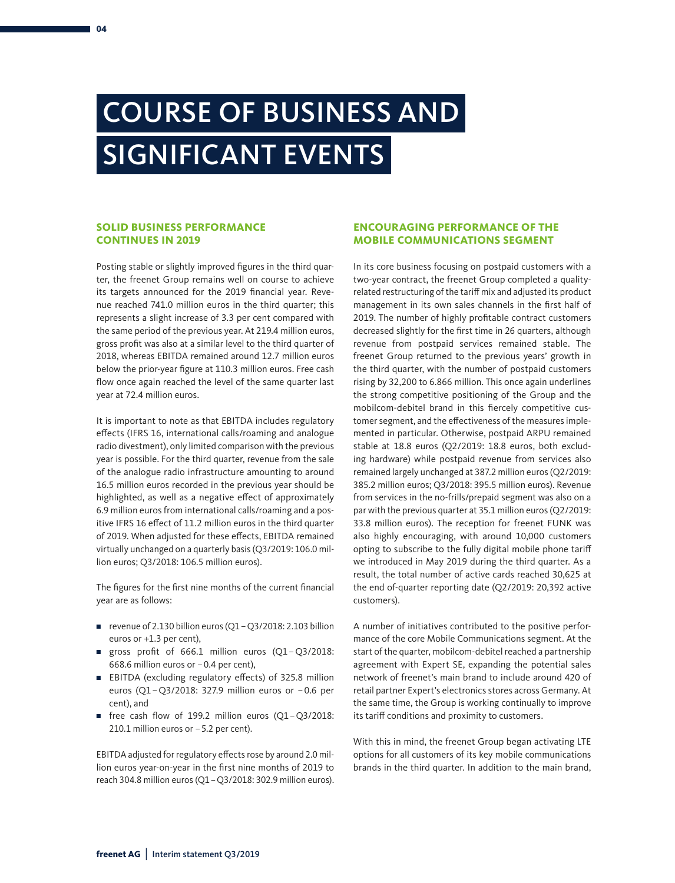# COURSE OF BUSINESS AND SIGNIFICANT EVENTS

## SOLID BUSINESS PERFORMANCE CONTINUES IN 2019

Posting stable or slightly improved figures in the third quarter, the freenet Group remains well on course to achieve its targets announced for the 2019 financial year. Revenue reached 741.0 million euros in the third quarter; this represents a slight increase of 3.3 per cent compared with the same period of the previous year. At 219.4 million euros, gross profit was also at a similar level to the third quarter of 2018, whereas EBITDA remained around 12.7 million euros below the prior-year figure at 110.3 million euros. Free cash flow once again reached the level of the same quarter last year at 72.4 million euros.

It is important to note as that EBITDA includes regulatory effects (IFRS 16, international calls/roaming and analogue radio divestment), only limited comparison with the previous year is possible. For the third quarter, revenue from the sale of the analogue radio infrastructure amounting to around 16.5 million euros recorded in the previous year should be highlighted, as well as a negative effect of approximately 6.9 million euros from international calls/roaming and a positive IFRS 16 effect of 11.2 million euros in the third quarter of 2019. When adjusted for these effects, EBITDA remained virtually unchanged on a quarterly basis (Q3/2019: 106.0 million euros; Q3/2018: 106.5 million euros).

The figures for the first nine months of the current financial year are as follows:

- revenue of 2.130 billion euros (Q1 – Q3/2018: 2.103 billion euros or +1.3 per cent),
- gross profit of 666.1 million euros (Q1 – Q3/2018: 668.6 million euros or – 0.4 per cent),
- EBITDA (excluding regulatory effects) of 325.8 million euros (Q1 – Q3/2018: 327.9 million euros or – 0.6 per cent), and
- free cash flow of 199.2 million euros (Q1 – Q3/2018: 210.1 million euros or – 5.2 per cent).

EBITDA adjusted for regulatory effects rose by around 2.0 million euros year-on-year in the first nine months of 2019 to reach 304.8 million euros (Q1 – Q3/2018: 302.9 million euros).

## ENCOURAGING PERFORMANCE OF THE MOBILE COMMUNICATIONS SEGMENT

In its core business focusing on postpaid customers with a two-year contract, the freenet Group completed a quality-related restructuring of the tariff mix and adjusted its product management in its own sales channels in the first half of 2019. The number of highly profitable contract customers decreased slightly for the first time in 26 quarters, although revenue from postpaid services remained stable. The freenet Group returned to the previous years' growth in the third quarter, with the number of postpaid customers rising by 32,200 to 6.866 million. This once again underlines the strong competitive positioning of the Group and the mobilcom-debitel brand in this fiercely competitive customer segment, and the effectiveness of the measures implemented in particular. Otherwise, postpaid ARPU remained stable at 18.8 euros (Q2/2019: 18.8 euros, both excluding hardware) while postpaid revenue from services also remained largely unchanged at 387.2 million euros (Q2/2019: 385.2 million euros; Q3/2018: 395.5 million euros). Revenue from services in the no-frills/prepaid segment was also on a par with the previous quarter at 35.1 million euros (Q2/2019: 33.8 million euros). The reception for freenet FUNK was also highly encouraging, with around 10,000 customers opting to subscribe to the fully digital mobile phone tariff we introduced in May 2019 during the third quarter. As a result, the total number of active cards reached 30,625 at the end of-quarter reporting date (Q2/2019: 20,392 active customers).

A number of initiatives contributed to the positive performance of the core Mobile Communications segment. At the start of the quarter, mobilcom-debitel reached a partnership agreement with Expert SE, expanding the potential sales network of freenet's main brand to include around 420 of retail partner Expert's electronics stores across Germany. At the same time, the Group is working continually to improve its tariff conditions and proximity to customers.

With this in mind, the freenet Group began activating LTE options for all customers of its key mobile communications brands in the third quarter. In addition to the main brand,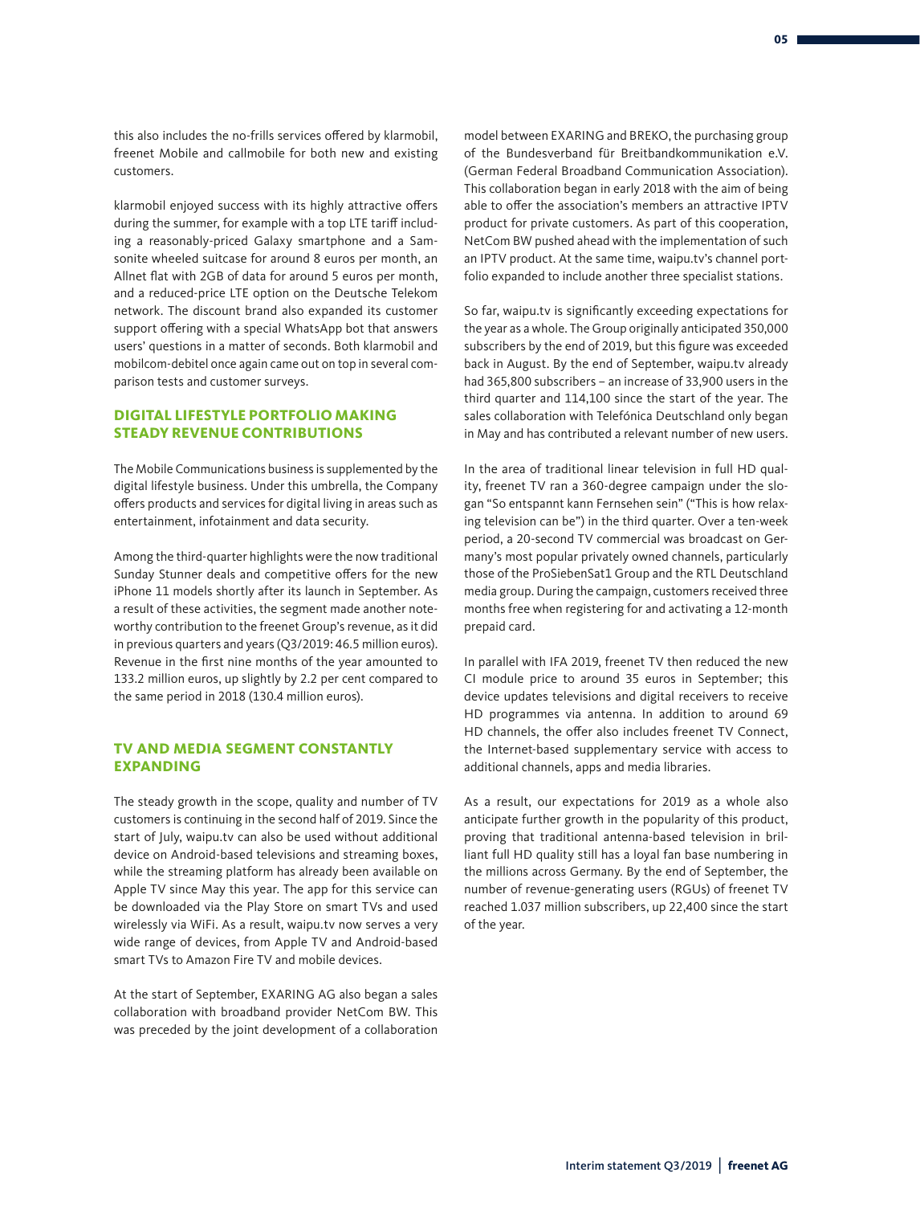this also includes the no-frills services offered by klarmobil, freenet Mobile and callmobile for both new and existing customers.

klarmobil enjoyed success with its highly attractive offers during the summer, for example with a top LTE tariff including a reasonably-priced Galaxy smartphone and a Samsonite wheeled suitcase for around 8 euros per month, an Allnet flat with 2GB of data for around 5 euros per month, and a reduced-price LTE option on the Deutsche Telekom network. The discount brand also expanded its customer support offering with a special WhatsApp bot that answers users' questions in a matter of seconds. Both klarmobil and mobilcom-debitel once again came out on top in several comparison tests and customer surveys.

## DIGITAL LIFESTYLE PORTFOLIO MAKING STEADY REVENUE CONTRIBUTIONS

The Mobile Communications business is supplemented by the digital lifestyle business. Under this umbrella, the Company offers products and services for digital living in areas such as entertainment, infotainment and data security.

Among the third-quarter highlights were the now traditional Sunday Stunner deals and competitive offers for the new iPhone 11 models shortly after its launch in September. As a result of these activities, the segment made another noteworthy contribution to the freenet Group's revenue, as it did in previous quarters and years (Q3/2019: 46.5 million euros). Revenue in the first nine months of the year amounted to 133.2 million euros, up slightly by 2.2 per cent compared to the same period in 2018 (130.4 million euros).

## TV AND MEDIA SEGMENT CONSTANTLY EXPANDING

The steady growth in the scope, quality and number of TV customers is continuing in the second half of 2019. Since the start of July, waipu.tv can also be used without additional device on Android-based televisions and streaming boxes, while the streaming platform has already been available on Apple TV since May this year. The app for this service can be downloaded via the Play Store on smart TVs and used wirelessly via WiFi. As a result, waipu.tv now serves a very wide range of devices, from Apple TV and Android-based smart TVs to Amazon Fire TV and mobile devices.

At the start of September, EXARING AG also began a sales collaboration with broadband provider NetCom BW. This was preceded by the joint development of a collaboration model between EXARING and BREKO, the purchasing group of the Bundesverband für Breitbandkommunikation e.V. (German Federal Broadband Communication Association). This collaboration began in early 2018 with the aim of being able to offer the association's members an attractive IPTV product for private customers. As part of this cooperation, NetCom BW pushed ahead with the implementation of such an IPTV product. At the same time, waipu.tv's channel portfolio expanded to include another three specialist stations.

So far, waipu.tv is significantly exceeding expectations for the year as a whole. The Group originally anticipated 350,000 subscribers by the end of 2019, but this figure was exceeded back in August. By the end of September, waipu.tv already had 365,800 subscribers – an increase of 33,900 users in the third quarter and 114,100 since the start of the year. The sales collaboration with Telefónica Deutschland only began in May and has contributed a relevant number of new users.

In the area of traditional linear television in full HD quality, freenet TV ran a 360-degree campaign under the slogan "So entspannt kann Fernsehen sein" ("This is how relaxing television can be") in the third quarter. Over a ten-week period, a 20-second TV commercial was broadcast on Germany's most popular privately owned channels, particularly those of the ProSiebenSat1 Group and the RTL Deutschland media group. During the campaign, customers received three months free when registering for and activating a 12-month prepaid card.

In parallel with IFA 2019, freenet TV then reduced the new CI module price to around 35 euros in September; this device updates televisions and digital receivers to receive HD programmes via antenna. In addition to around 69 HD channels, the offer also includes freenet TV Connect, the Internet-based supplementary service with access to additional channels, apps and media libraries.

As a result, our expectations for 2019 as a whole also anticipate further growth in the popularity of this product, proving that traditional antenna-based television in brilliant full HD quality still has a loyal fan base numbering in the millions across Germany. By the end of September, the number of revenue-generating users (RGUs) of freenet TV reached 1.037 million subscribers, up 22,400 since the start of the year.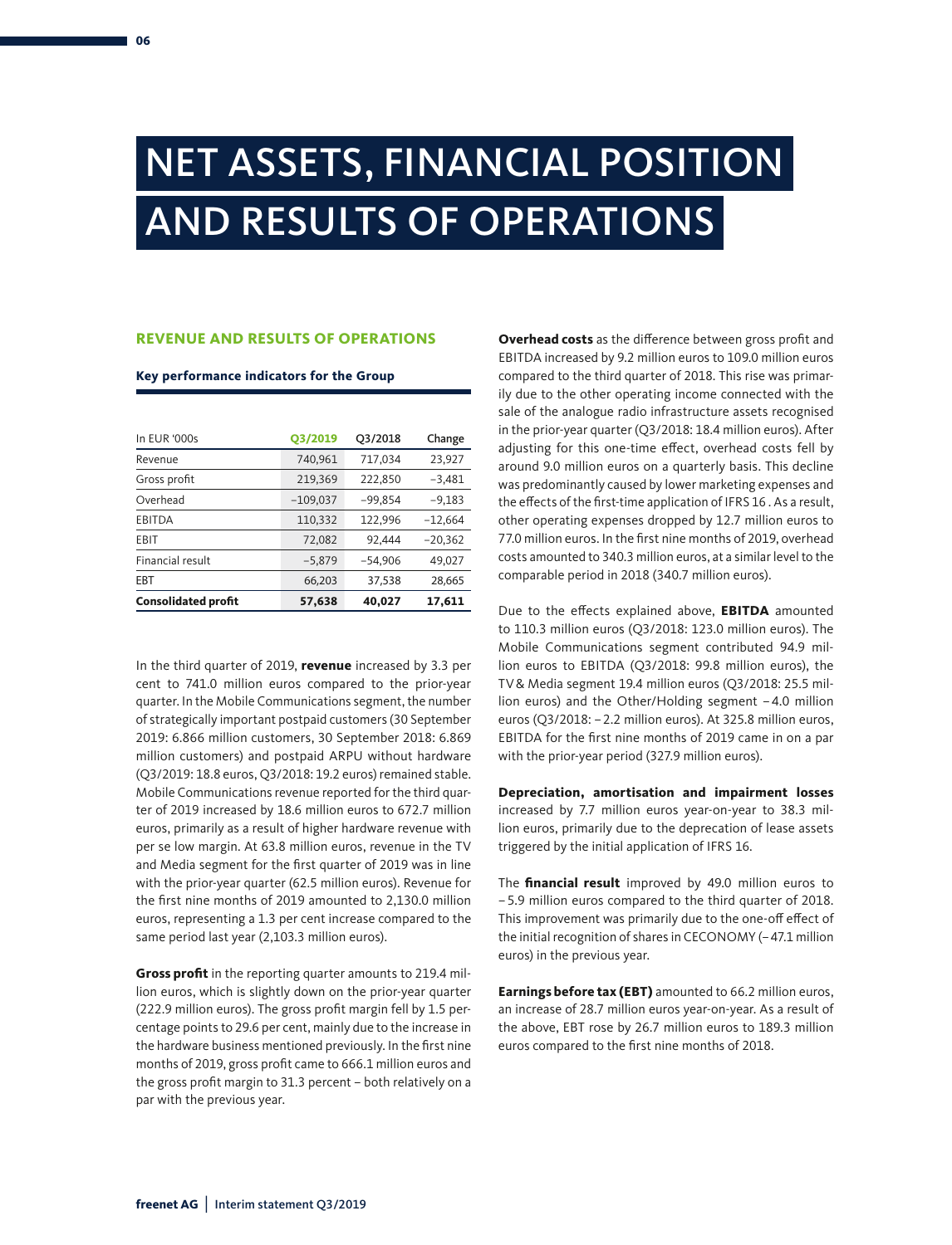# NET ASSETS, FINANCIAL POSITION AND RESULTS OF OPERATIONS

## REVENUE AND RESULTS OF OPERATIONS

**Key performance indicators for the Group**

| In EUR '000s | Q3/2019 | Q3/2018 | Change |
|---|---|---|---|
| Revenue | 740,961 | 717,034 | 23,927 |
| Gross profit | 219,369 | 222,850 | −3,481 |
| Overhead | −109,037 | −99,854 | −9,183 |
| EBITDA | 110,332 | 122,996 | −12,664 |
| EBIT | 72,082 | 92,444 | −20,362 |
| Financial result | −5,879 | −54,906 | 49,027 |
| EBT | 66,203 | 37,538 | 28,665 |
| **Consolidated profit** | **57,638** | **40,027** | **17,611** |

In the third quarter of 2019, **revenue** increased by 3.3 per cent to 741.0 million euros compared to the prior-year quarter. In the Mobile Communications segment, the number of strategically important postpaid customers (30 September 2019: 6.866 million customers, 30 September 2018: 6.869 million customers) and postpaid ARPU without hardware (Q3/2019: 18.8 euros, Q3/2018: 19.2 euros) remained stable. Mobile Communications revenue reported for the third quarter of 2019 increased by 18.6 million euros to 672.7 million euros, primarily as a result of higher hardware revenue with per se low margin. At 63.8 million euros, revenue in the TV and Media segment for the first quarter of 2019 was in line with the prior-year quarter (62.5 million euros). Revenue for the first nine months of 2019 amounted to 2,130.0 million euros, representing a 1.3 per cent increase compared to the same period last year (2,103.3 million euros).

**Gross profit** in the reporting quarter amounts to 219.4 million euros, which is slightly down on the prior-year quarter (222.9 million euros). The gross profit margin fell by 1.5 percentage points to 29.6 per cent, mainly due to the increase in the hardware business mentioned previously. In the first nine months of 2019, gross profit came to 666.1 million euros and the gross profit margin to 31.3 percent – both relatively on a par with the previous year.

**Overhead costs** as the difference between gross profit and EBITDA increased by 9.2 million euros to 109.0 million euros compared to the third quarter of 2018. This rise was primarily due to the other operating income connected with the sale of the analogue radio infrastructure assets recognised in the prior-year quarter (Q3/2018: 18.4 million euros). After adjusting for this one-time effect, overhead costs fell by around 9.0 million euros on a quarterly basis. This decline was predominantly caused by lower marketing expenses and the effects of the first-time application of IFRS 16 . As a result, other operating expenses dropped by 12.7 million euros to 77.0 million euros. In the first nine months of 2019, overhead costs amounted to 340.3 million euros, at a similar level to the comparable period in 2018 (340.7 million euros).

Due to the effects explained above, **EBITDA** amounted to 110.3 million euros (Q3/2018: 123.0 million euros). The Mobile Communications segment contributed 94.9 million euros to EBITDA (Q3/2018: 99.8 million euros), the TV & Media segment 19.4 million euros (Q3/2018: 25.5 million euros) and the Other/Holding segment −4.0 million euros (Q3/2018: −2.2 million euros). At 325.8 million euros, EBITDA for the first nine months of 2019 came in on a par with the prior-year period (327.9 million euros).

**Depreciation, amortisation and impairment losses** increased by 7.7 million euros year-on-year to 38.3 million euros, primarily due to the deprecation of lease assets triggered by the initial application of IFRS 16.

The **financial result** improved by 49.0 million euros to −5.9 million euros compared to the third quarter of 2018. This improvement was primarily due to the one-off effect of the initial recognition of shares in CECONOMY (−47.1 million euros) in the previous year.

**Earnings before tax (EBT)** amounted to 66.2 million euros, an increase of 28.7 million euros year-on-year. As a result of the above, EBT rose by 26.7 million euros to 189.3 million euros compared to the first nine months of 2018.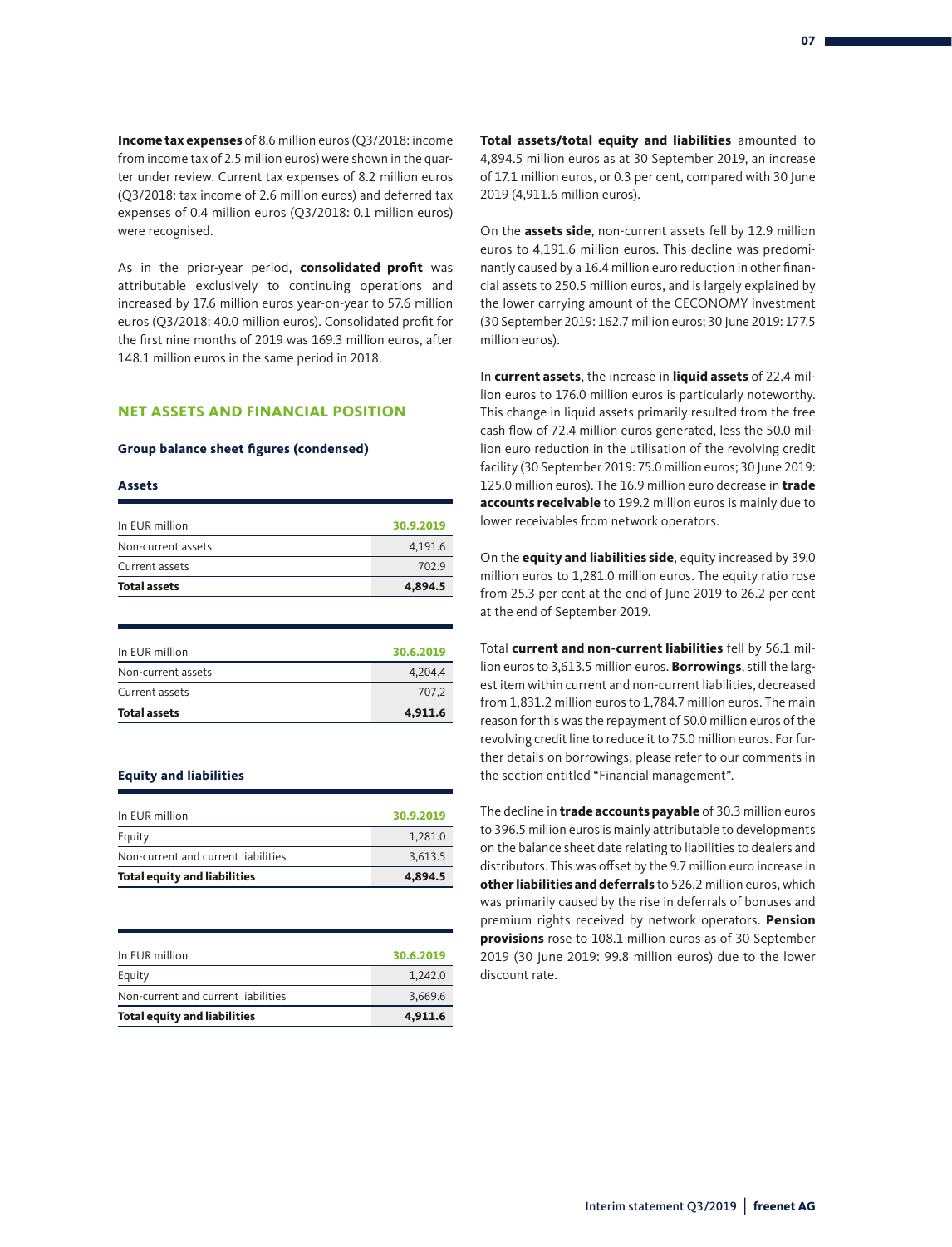**Income tax expenses** of 8.6 million euros (Q3/2018: income from income tax of 2.5 million euros) were shown in the quarter under review. Current tax expenses of 8.2 million euros (Q3/2018: tax income of 2.6 million euros) and deferred tax expenses of 0.4 million euros (Q3/2018: 0.1 million euros) were recognised.

As in the prior-year period, **consolidated profit** was attributable exclusively to continuing operations and increased by 17.6 million euros year-on-year to 57.6 million euros (Q3/2018: 40.0 million euros). Consolidated profit for the first nine months of 2019 was 169.3 million euros, after 148.1 million euros in the same period in 2018.

## NET ASSETS AND FINANCIAL POSITION

### Group balance sheet figures (condensed)

#### Assets

| In EUR million | 30.9.2019 |
|---|---|
| Non-current assets | 4,191.6 |
| Current assets | 702.9 |
| **Total assets** | **4,894.5** |

| In EUR million | 30.6.2019 |
|---|---|
| Non-current assets | 4,204.4 |
| Current assets | 707,2 |
| **Total assets** | **4,911.6** |

#### Equity and liabilities

| In EUR million | 30.9.2019 |
|---|---|
| Equity | 1,281.0 |
| Non-current and current liabilities | 3,613.5 |
| **Total equity and liabilities** | **4,894.5** |

| In EUR million | 30.6.2019 |
|---|---|
| Equity | 1,242.0 |
| Non-current and current liabilities | 3,669.6 |
| **Total equity and liabilities** | **4,911.6** |

**Total assets/total equity and liabilities** amounted to 4,894.5 million euros as at 30 September 2019, an increase of 17.1 million euros, or 0.3 per cent, compared with 30 June 2019 (4,911.6 million euros).

On the **assets side**, non-current assets fell by 12.9 million euros to 4,191.6 million euros. This decline was predominantly caused by a 16.4 million euro reduction in other financial assets to 250.5 million euros, and is largely explained by the lower carrying amount of the CECONOMY investment (30 September 2019: 162.7 million euros; 30 June 2019: 177.5 million euros).

In **current assets**, the increase in **liquid assets** of 22.4 million euros to 176.0 million euros is particularly noteworthy. This change in liquid assets primarily resulted from the free cash flow of 72.4 million euros generated, less the 50.0 million euro reduction in the utilisation of the revolving credit facility (30 September 2019: 75.0 million euros; 30 June 2019: 125.0 million euros). The 16.9 million euro decrease in **trade accounts receivable** to 199.2 million euros is mainly due to lower receivables from network operators.

On the **equity and liabilities side**, equity increased by 39.0 million euros to 1,281.0 million euros. The equity ratio rose from 25.3 per cent at the end of June 2019 to 26.2 per cent at the end of September 2019.

Total **current and non-current liabilities** fell by 56.1 million euros to 3,613.5 million euros. **Borrowings**, still the largest item within current and non-current liabilities, decreased from 1,831.2 million euros to 1,784.7 million euros. The main reason for this was the repayment of 50.0 million euros of the revolving credit line to reduce it to 75.0 million euros. For further details on borrowings, please refer to our comments in the section entitled "Financial management".

The decline in **trade accounts payable** of 30.3 million euros to 396.5 million euros is mainly attributable to developments on the balance sheet date relating to liabilities to dealers and distributors. This was offset by the 9.7 million euro increase in **other liabilities and deferrals** to 526.2 million euros, which was primarily caused by the rise in deferrals of bonuses and premium rights received by network operators. **Pension provisions** rose to 108.1 million euros as of 30 September 2019 (30 June 2019: 99.8 million euros) due to the lower discount rate.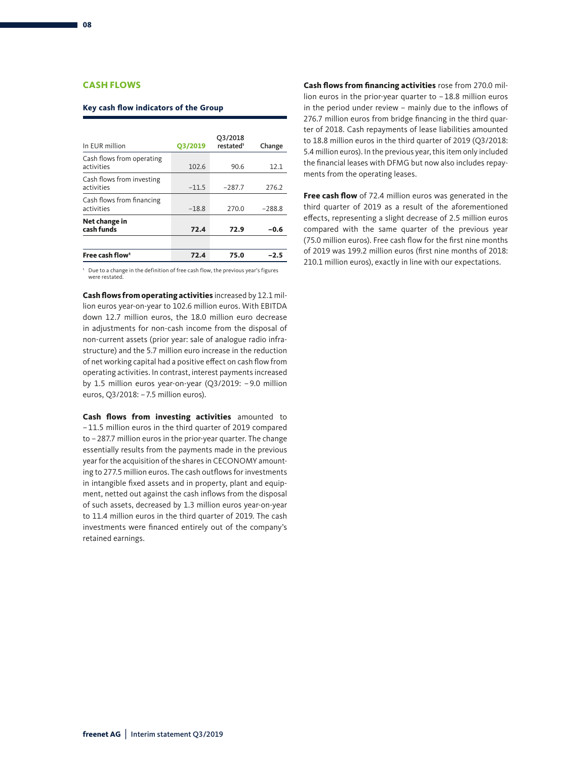## CASH FLOWS

### Key cash flow indicators of the Group

| In EUR million | Q3/2019 | Q3/2018 restated[1] | Change |
|---|---|---|---|
| Cash flows from operating activities | 102.6 | 90.6 | 12.1 |
| Cash flows from investing activities | –11.5 | –287.7 | 276.2 |
| Cash flows from financing activities | –18.8 | 270.0 | –288.8 |
| **Net change in cash funds** | **72.4** | **72.9** | **–0.6** |
| | | | |
| **Free cash flow[1]** | **72.4** | **75.0** | **–2.5** |

[1] Due to a change in the definition of free cash flow, the previous year's figures were restated.

**Cash flows from operating activities** increased by 12.1 million euros year-on-year to 102.6 million euros. With EBITDA down 12.7 million euros, the 18.0 million euro decrease in adjustments for non-cash income from the disposal of non-current assets (prior year: sale of analogue radio infrastructure) and the 5.7 million euro increase in the reduction of net working capital had a positive effect on cash flow from operating activities. In contrast, interest payments increased by 1.5 million euros year-on-year (Q3/2019: – 9.0 million euros, Q3/2018: – 7.5 million euros).

**Cash flows from investing activities** amounted to – 11.5 million euros in the third quarter of 2019 compared to – 287.7 million euros in the prior-year quarter. The change essentially results from the payments made in the previous year for the acquisition of the shares in CECONOMY amounting to 277.5 million euros. The cash outflows for investments in intangible fixed assets and in property, plant and equipment, netted out against the cash inflows from the disposal of such assets, decreased by 1.3 million euros year-on-year to 11.4 million euros in the third quarter of 2019. The cash investments were financed entirely out of the company's retained earnings.

**Cash flows from financing activities** rose from 270.0 million euros in the prior-year quarter to – 18.8 million euros in the period under review – mainly due to the inflows of 276.7 million euros from bridge financing in the third quarter of 2018. Cash repayments of lease liabilities amounted to 18.8 million euros in the third quarter of 2019 (Q3/2018: 5.4 million euros). In the previous year, this item only included the financial leases with DFMG but now also includes repayments from the operating leases.

**Free cash flow** of 72.4 million euros was generated in the third quarter of 2019 as a result of the aforementioned effects, representing a slight decrease of 2.5 million euros compared with the same quarter of the previous year (75.0 million euros). Free cash flow for the first nine months of 2019 was 199.2 million euros (first nine months of 2018: 210.1 million euros), exactly in line with our expectations.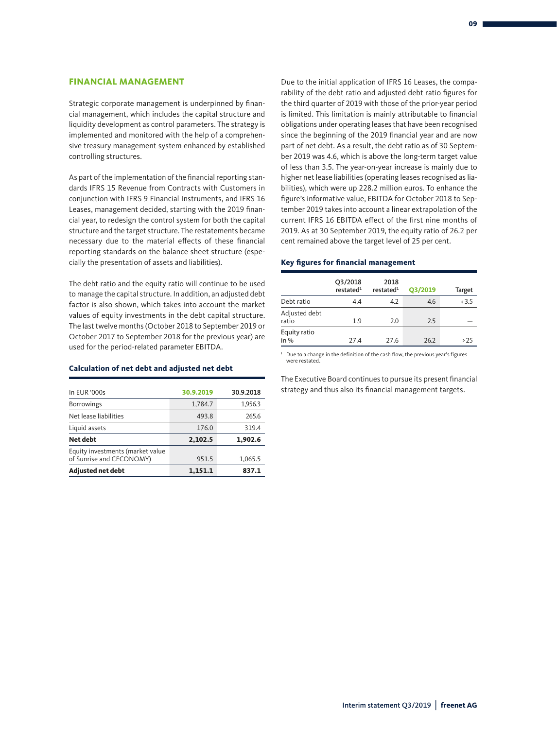## FINANCIAL MANAGEMENT

Strategic corporate management is underpinned by financial management, which includes the capital structure and liquidity development as control parameters. The strategy is implemented and monitored with the help of a comprehensive treasury management system enhanced by established controlling structures.

As part of the implementation of the financial reporting standards IFRS 15 Revenue from Contracts with Customers in conjunction with IFRS 9 Financial Instruments, and IFRS 16 Leases, management decided, starting with the 2019 financial year, to redesign the control system for both the capital structure and the target structure. The restatements became necessary due to the material effects of these financial reporting standards on the balance sheet structure (especially the presentation of assets and liabilities).

The debt ratio and the equity ratio will continue to be used to manage the capital structure. In addition, an adjusted debt factor is also shown, which takes into account the market values of equity investments in the debt capital structure. The last twelve months (October 2018 to September 2019 or October 2017 to September 2018 for the previous year) are used for the period-related parameter EBITDA.

### Calculation of net debt and adjusted net debt

| In EUR '000s | 30.9.2019 | 30.9.2018 |
|---|---|---|
| Borrowings | 1,784.7 | 1,956.3 |
| Net lease liabilities | 493.8 | 265.6 |
| Liquid assets | 176.0 | 319.4 |
| **Net debt** | **2,102.5** | **1,902.6** |
| Equity investments (market value of Sunrise and CECONOMY) | 951.5 | 1,065.5 |
| **Adjusted net debt** | **1,151.1** | **837.1** |

Due to the initial application of IFRS 16 Leases, the comparability of the debt ratio and adjusted debt ratio figures for the third quarter of 2019 with those of the prior-year period is limited. This limitation is mainly attributable to financial obligations under operating leases that have been recognised since the beginning of the 2019 financial year and are now part of net debt. As a result, the debt ratio as of 30 September 2019 was 4.6, which is above the long-term target value of less than 3.5. The year-on-year increase is mainly due to higher net lease liabilities (operating leases recognised as liabilities), which were up 228.2 million euros. To enhance the figure's informative value, EBITDA for October 2018 to September 2019 takes into account a linear extrapolation of the current IFRS 16 EBITDA effect of the first nine months of 2019. As at 30 September 2019, the equity ratio of 26.2 per cent remained above the target level of 25 per cent.

### Key figures for financial management

| | Q3/2018 restated[1] | 2018 restated[1] | Q3/2019 | Target |
|---|---|---|---|---|
| Debt ratio | 4.4 | 4.2 | 4.6 | <3.5 |
| Adjusted debt ratio | 1.9 | 2.0 | 2.5 | — |
| Equity ratio in % | 27.4 | 27.6 | 26.2 | >25 |

[1] Due to a change in the definition of the cash flow, the previous year's figures were restated.

The Executive Board continues to pursue its present financial strategy and thus also its financial management targets.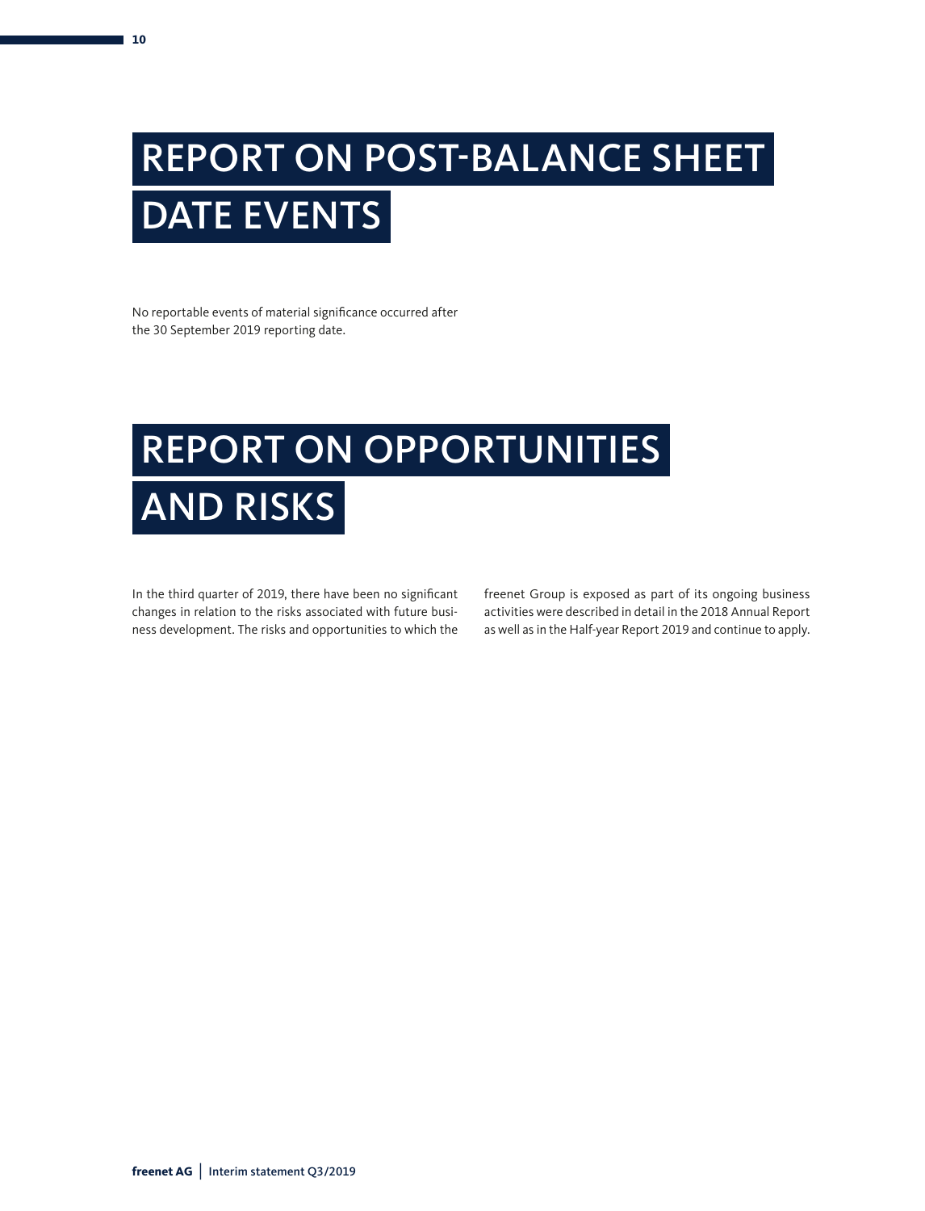# REPORT ON POST-BALANCE SHEET DATE EVENTS

No reportable events of material significance occurred after the 30 September 2019 reporting date.

# REPORT ON OPPORTUNITIES AND RISKS

In the third quarter of 2019, there have been no significant changes in relation to the risks associated with future business development. The risks and opportunities to which the freenet Group is exposed as part of its ongoing business activities were described in detail in the 2018 Annual Report as well as in the Half-year Report 2019 and continue to apply.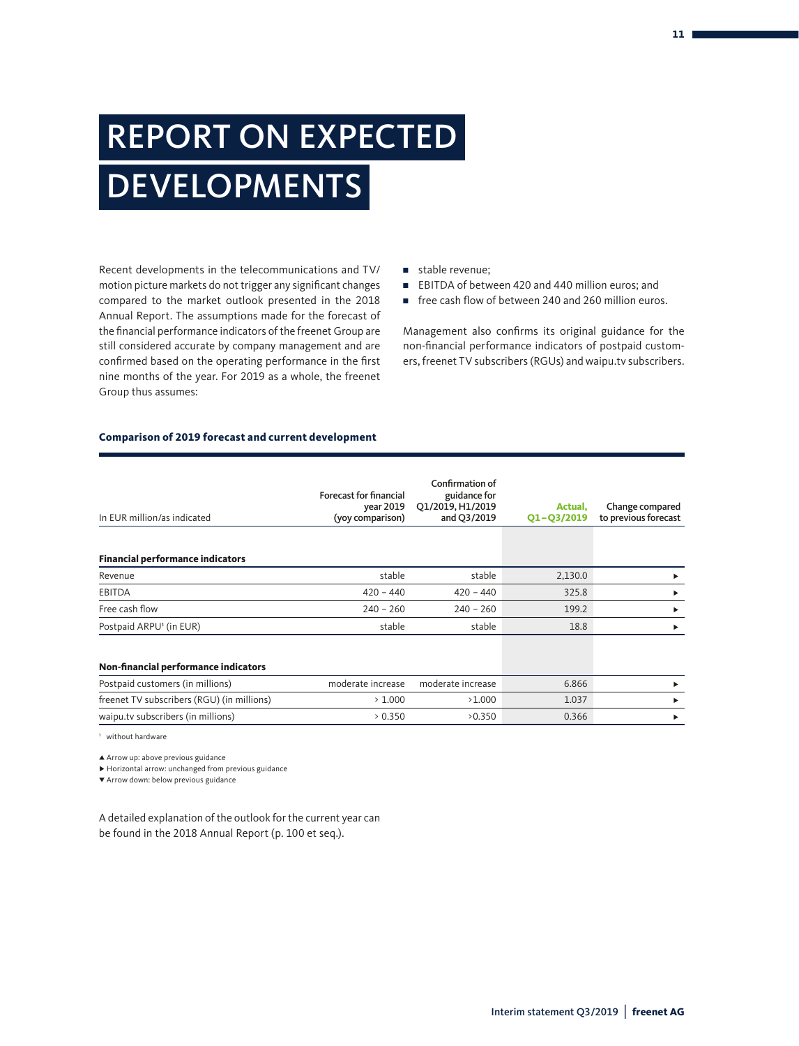# REPORT ON EXPECTED DEVELOPMENTS

Recent developments in the telecommunications and TV/motion picture markets do not trigger any significant changes compared to the market outlook presented in the 2018 Annual Report. The assumptions made for the forecast of the financial performance indicators of the freenet Group are still considered accurate by company management and are confirmed based on the operating performance in the first nine months of the year. For 2019 as a whole, the freenet Group thus assumes:

- stable revenue;
- EBITDA of between 420 and 440 million euros; and
- free cash flow of between 240 and 260 million euros.

Management also confirms its original guidance for the non-financial performance indicators of postpaid customers, freenet TV subscribers (RGUs) and waipu.tv subscribers.

**Comparison of 2019 forecast and current development**

| In EUR million/as indicated | Forecast for financial year 2019 (yoy comparison) | Confirmation of guidance for Q1/2019, H1/2019 and Q3/2019 | Actual, Q1–Q3/2019 | Change compared to previous forecast |
|---|---|---|---|---|
| **Financial performance indicators** | | | | |
| Revenue | stable | stable | 2,130.0 | ▶ |
| EBITDA | 420 – 440 | 420 – 440 | 325.8 | ▶ |
| Free cash flow | 240 – 260 | 240 – 260 | 199.2 | ▶ |
| Postpaid ARPU[1] (in EUR) | stable | stable | 18.8 | ▶ |
| **Non-financial performance indicators** | | | | |
| Postpaid customers (in millions) | moderate increase | moderate increase | 6.866 | ▶ |
| freenet TV subscribers (RGU) (in millions) | > 1.000 | >1.000 | 1.037 | ▶ |
| waipu.tv subscribers (in millions) | > 0.350 | >0.350 | 0.366 | ▶ |

[1] without hardware

▲ Arrow up: above previous guidance
▶ Horizontal arrow: unchanged from previous guidance
▼ Arrow down: below previous guidance

A detailed explanation of the outlook for the current year can be found in the 2018 Annual Report (p. 100 et seq.).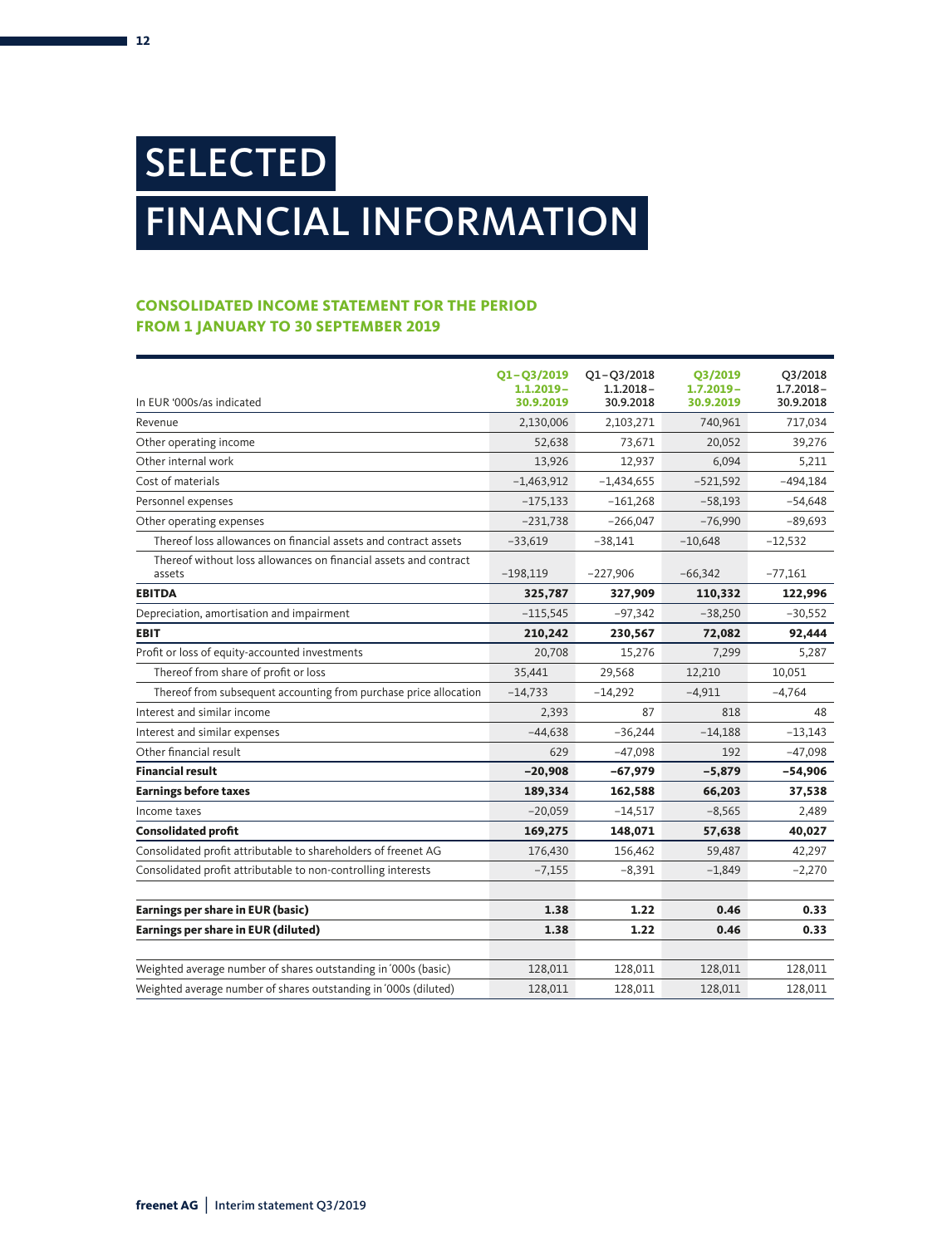# SELECTED FINANCIAL INFORMATION

### CONSOLIDATED INCOME STATEMENT FOR THE PERIOD FROM 1 JANUARY TO 30 SEPTEMBER 2019

| In EUR '000s/as indicated | Q1–Q3/2019 1.1.2019–30.9.2019 | Q1–Q3/2018 1.1.2018–30.9.2018 | Q3/2019 1.7.2019–30.9.2019 | Q3/2018 1.7.2018–30.9.2018 |
|---|---|---|---|---|
| Revenue | 2,130,006 | 2,103,271 | 740,961 | 717,034 |
| Other operating income | 52,638 | 73,671 | 20,052 | 39,276 |
| Other internal work | 13,926 | 12,937 | 6,094 | 5,211 |
| Cost of materials | −1,463,912 | −1,434,655 | −521,592 | −494,184 |
| Personnel expenses | −175,133 | −161,268 | −58,193 | −54,648 |
| Other operating expenses | −231,738 | −266,047 | −76,990 | −89,693 |
| Thereof loss allowances on financial assets and contract assets | −33,619 | −38,141 | −10,648 | −12,532 |
| Thereof without loss allowances on financial assets and contract assets | −198,119 | −227,906 | −66,342 | −77,161 |
| **EBITDA** | **325,787** | **327,909** | **110,332** | **122,996** |
| Depreciation, amortisation and impairment | −115,545 | −97,342 | −38,250 | −30,552 |
| **EBIT** | **210,242** | **230,567** | **72,082** | **92,444** |
| Profit or loss of equity-accounted investments | 20,708 | 15,276 | 7,299 | 5,287 |
| Thereof from share of profit or loss | 35,441 | 29,568 | 12,210 | 10,051 |
| Thereof from subsequent accounting from purchase price allocation | −14,733 | −14,292 | −4,911 | −4,764 |
| Interest and similar income | 2,393 | 87 | 818 | 48 |
| Interest and similar expenses | −44,638 | −36,244 | −14,188 | −13,143 |
| Other financial result | 629 | −47,098 | 192 | −47,098 |
| **Financial result** | **−20,908** | **−67,979** | **−5,879** | **−54,906** |
| **Earnings before taxes** | **189,334** | **162,588** | **66,203** | **37,538** |
| Income taxes | −20,059 | −14,517 | −8,565 | 2,489 |
| **Consolidated profit** | **169,275** | **148,071** | **57,638** | **40,027** |
| Consolidated profit attributable to shareholders of freenet AG | 176,430 | 156,462 | 59,487 | 42,297 |
| Consolidated profit attributable to non-controlling interests | −7,155 | −8,391 | −1,849 | −2,270 |
| | | | | |
| **Earnings per share in EUR (basic)** | **1.38** | **1.22** | **0.46** | **0.33** |
| **Earnings per share in EUR (diluted)** | **1.38** | **1.22** | **0.46** | **0.33** |
| | | | | |
| Weighted average number of shares outstanding in '000s (basic) | 128,011 | 128,011 | 128,011 | 128,011 |
| Weighted average number of shares outstanding in '000s (diluted) | 128,011 | 128,011 | 128,011 | 128,011 |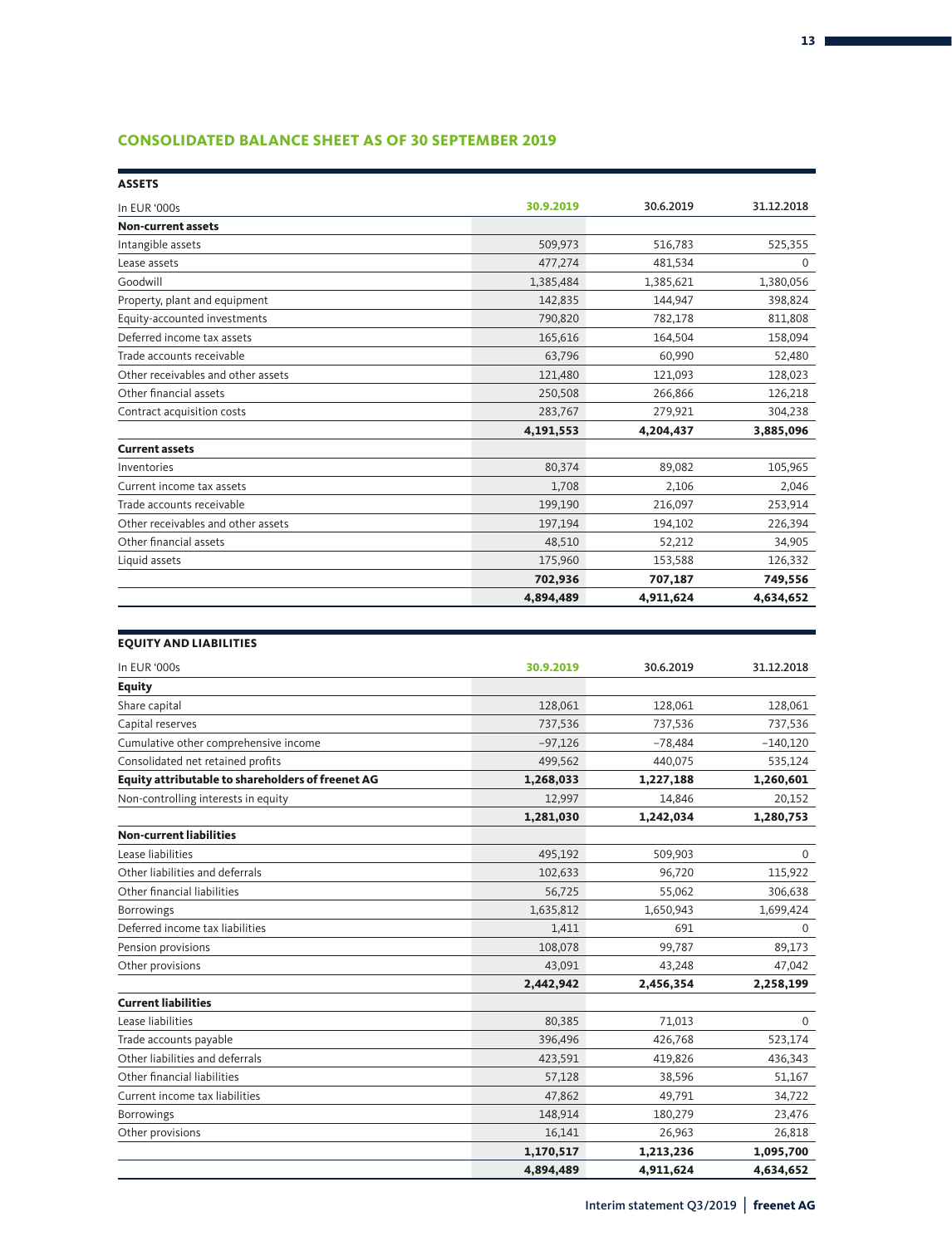## CONSOLIDATED BALANCE SHEET AS OF 30 SEPTEMBER 2019

### ASSETS

| In EUR '000s | 30.9.2019 | 30.6.2019 | 31.12.2018 |
|---|---|---|---|
| **Non-current assets** | | | |
| Intangible assets | 509,973 | 516,783 | 525,355 |
| Lease assets | 477,274 | 481,534 | 0 |
| Goodwill | 1,385,484 | 1,385,621 | 1,380,056 |
| Property, plant and equipment | 142,835 | 144,947 | 398,824 |
| Equity-accounted investments | 790,820 | 782,178 | 811,808 |
| Deferred income tax assets | 165,616 | 164,504 | 158,094 |
| Trade accounts receivable | 63,796 | 60,990 | 52,480 |
| Other receivables and other assets | 121,480 | 121,093 | 128,023 |
| Other financial assets | 250,508 | 266,866 | 126,218 |
| Contract acquisition costs | 283,767 | 279,921 | 304,238 |
| | **4,191,553** | **4,204,437** | **3,885,096** |
| **Current assets** | | | |
| Inventories | 80,374 | 89,082 | 105,965 |
| Current income tax assets | 1,708 | 2,106 | 2,046 |
| Trade accounts receivable | 199,190 | 216,097 | 253,914 |
| Other receivables and other assets | 197,194 | 194,102 | 226,394 |
| Other financial assets | 48,510 | 52,212 | 34,905 |
| Liquid assets | 175,960 | 153,588 | 126,332 |
| | **702,936** | **707,187** | **749,556** |
| | **4,894,489** | **4,911,624** | **4,634,652** |

### EQUITY AND LIABILITIES

| In EUR '000s | 30.9.2019 | 30.6.2019 | 31.12.2018 |
|---|---|---|---|
| **Equity** | | | |
| Share capital | 128,061 | 128,061 | 128,061 |
| Capital reserves | 737,536 | 737,536 | 737,536 |
| Cumulative other comprehensive income | −97,126 | −78,484 | −140,120 |
| Consolidated net retained profits | 499,562 | 440,075 | 535,124 |
| **Equity attributable to shareholders of freenet AG** | **1,268,033** | **1,227,188** | **1,260,601** |
| Non-controlling interests in equity | 12,997 | 14,846 | 20,152 |
| | **1,281,030** | **1,242,034** | **1,280,753** |
| **Non-current liabilities** | | | |
| Lease liabilities | 495,192 | 509,903 | 0 |
| Other liabilities and deferrals | 102,633 | 96,720 | 115,922 |
| Other financial liabilities | 56,725 | 55,062 | 306,638 |
| Borrowings | 1,635,812 | 1,650,943 | 1,699,424 |
| Deferred income tax liabilities | 1,411 | 691 | 0 |
| Pension provisions | 108,078 | 99,787 | 89,173 |
| Other provisions | 43,091 | 43,248 | 47,042 |
| | **2,442,942** | **2,456,354** | **2,258,199** |
| **Current liabilities** | | | |
| Lease liabilities | 80,385 | 71,013 | 0 |
| Trade accounts payable | 396,496 | 426,768 | 523,174 |
| Other liabilities and deferrals | 423,591 | 419,826 | 436,343 |
| Other financial liabilities | 57,128 | 38,596 | 51,167 |
| Current income tax liabilities | 47,862 | 49,791 | 34,722 |
| Borrowings | 148,914 | 180,279 | 23,476 |
| Other provisions | 16,141 | 26,963 | 26,818 |
| | **1,170,517** | **1,213,236** | **1,095,700** |
| | **4,894,489** | **4,911,624** | **4,634,652** |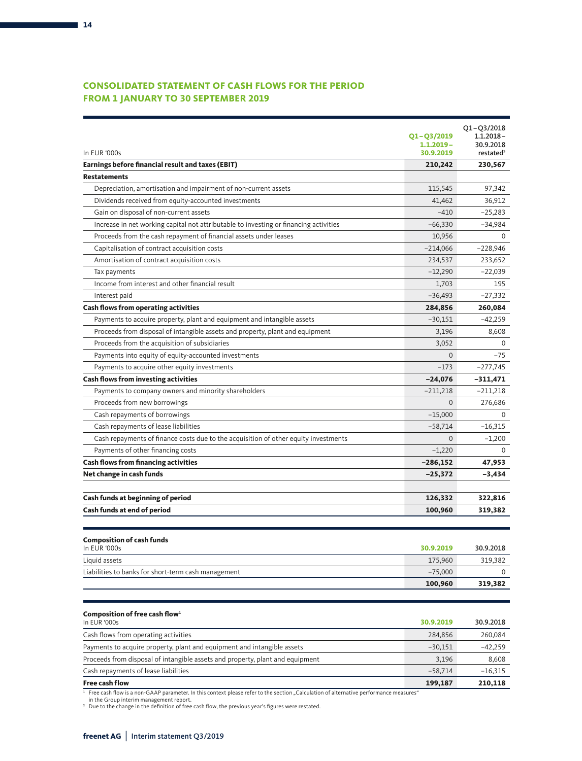## CONSOLIDATED STATEMENT OF CASH FLOWS FOR THE PERIOD FROM 1 JANUARY TO 30 SEPTEMBER 2019

| In EUR '000s | Q1–Q3/2019 1.1.2019–30.9.2019 | Q1–Q3/2018 1.1.2018–30.9.2018 restated[2] |
|---|---|---|
| **Earnings before financial result and taxes (EBIT)** | **210,242** | **230,567** |
| **Restatements** | | |
| Depreciation, amortisation and impairment of non-current assets | 115,545 | 97,342 |
| Dividends received from equity-accounted investments | 41,462 | 36,912 |
| Gain on disposal of non-current assets | −410 | −25,283 |
| Increase in net working capital not attributable to investing or financing activities | −66,330 | −34,984 |
| Proceeds from the cash repayment of financial assets under leases | 10,956 | 0 |
| Capitalisation of contract acquisition costs | −214,066 | −228,946 |
| Amortisation of contract acquisition costs | 234,537 | 233,652 |
| Tax payments | −12,290 | −22,039 |
| Income from interest and other financial result | 1,703 | 195 |
| Interest paid | −36,493 | −27,332 |
| **Cash flows from operating activities** | **284,856** | **260,084** |
| Payments to acquire property, plant and equipment and intangible assets | −30,151 | −42,259 |
| Proceeds from disposal of intangible assets and property, plant and equipment | 3,196 | 8,608 |
| Proceeds from the acquisition of subsidiaries | 3,052 | 0 |
| Payments into equity of equity-accounted investments | 0 | −75 |
| Payments to acquire other equity investments | −173 | −277,745 |
| **Cash flows from investing activities** | **−24,076** | **−311,471** |
| Payments to company owners and minority shareholders | −211,218 | −211,218 |
| Proceeds from new borrowings | 0 | 276,686 |
| Cash repayments of borrowings | −15,000 | 0 |
| Cash repayments of lease liabilities | −58,714 | −16,315 |
| Cash repayments of finance costs due to the acquisition of other equity investments | 0 | −1,200 |
| Payments of other financing costs | −1,220 | 0 |
| **Cash flows from financing activities** | **−286,152** | **47,953** |
| **Net change in cash funds** | **−25,372** | **−3,434** |
| | | |
| **Cash funds at beginning of period** | **126,332** | **322,816** |
| **Cash funds at end of period** | **100,960** | **319,382** |

**Composition of cash funds**

| In EUR '000s | 30.9.2019 | 30.9.2018 |
|---|---|---|
| Liquid assets | 175,960 | 319,382 |
| Liabilities to banks for short-term cash management | −75,000 | 0 |
| | **100,960** | **319,382** |

**Composition of free cash flow[1]**

| In EUR '000s | 30.9.2019 | 30.9.2018 |
|---|---|---|
| Cash flows from operating activities | 284,856 | 260,084 |
| Payments to acquire property, plant and equipment and intangible assets | −30,151 | −42,259 |
| Proceeds from disposal of intangible assets and property, plant and equipment | 3,196 | 8,608 |
| Cash repayments of lease liabilities | −58,714 | −16,315 |
| **Free cash flow** | **199,187** | **210,118** |

[1] Free cash flow is a non-GAAP parameter. In this context please refer to the section „Calculation of alternative performance measures" in the Group interim management report.

[2] Due to the change in the definition of free cash flow, the previous year's figures were restated.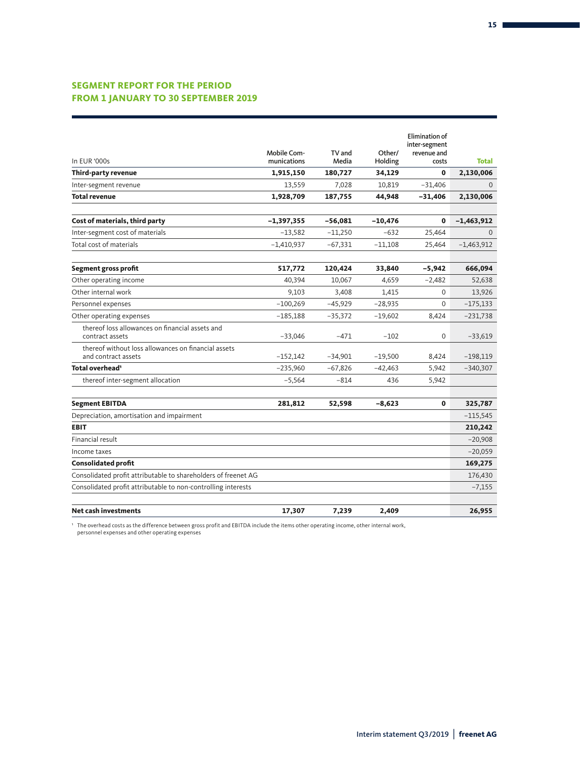## SEGMENT REPORT FOR THE PERIOD FROM 1 JANUARY TO 30 SEPTEMBER 2019

| In EUR '000s | Mobile Communications | TV and Media | Other/ Holding | Elimination of inter-segment revenue and costs | Total |
|---|---|---|---|---|---|
| **Third-party revenue** | **1,915,150** | **180,727** | **34,129** | **0** | **2,130,006** |
| Inter-segment revenue | 13,559 | 7,028 | 10,819 | −31,406 | 0 |
| **Total revenue** | **1,928,709** | **187,755** | **44,948** | **−31,406** | **2,130,006** |
| | | | | | |
| **Cost of materials, third party** | **−1,397,355** | **−56,081** | **−10,476** | **0** | **−1,463,912** |
| Inter-segment cost of materials | −13,582 | −11,250 | −632 | 25,464 | 0 |
| Total cost of materials | −1,410,937 | −67,331 | −11,108 | 25,464 | −1,463,912 |
| | | | | | |
| **Segment gross profit** | **517,772** | **120,424** | **33,840** | **−5,942** | **666,094** |
| Other operating income | 40,394 | 10,067 | 4,659 | −2,482 | 52,638 |
| Other internal work | 9,103 | 3,408 | 1,415 | 0 | 13,926 |
| Personnel expenses | −100,269 | −45,929 | −28,935 | 0 | −175,133 |
| Other operating expenses | −185,188 | −35,372 | −19,602 | 8,424 | −231,738 |
| thereof loss allowances on financial assets and contract assets | −33,046 | −471 | −102 | 0 | −33,619 |
| thereof without loss allowances on financial assets and contract assets | −152,142 | −34,901 | −19,500 | 8,424 | −198,119 |
| **Total overhead**[1] | −235,960 | −67,826 | −42,463 | 5,942 | −340,307 |
| thereof inter-segment allocation | −5,564 | −814 | 436 | 5,942 | |
| | | | | | |
| **Segment EBITDA** | **281,812** | **52,598** | **−8,623** | **0** | **325,787** |
| Depreciation, amortisation and impairment | | | | | −115,545 |
| **EBIT** | | | | | **210,242** |
| Financial result | | | | | −20,908 |
| Income taxes | | | | | −20,059 |
| **Consolidated profit** | | | | | **169,275** |
| Consolidated profit attributable to shareholders of freenet AG | | | | | 176,430 |
| Consolidated profit attributable to non-controlling interests | | | | | −7,155 |
| | | | | | |
| **Net cash investments** | **17,307** | **7,239** | **2,409** | | **26,955** |

[1] The overhead costs as the difference between gross profit and EBITDA include the items other operating income, other internal work, personnel expenses and other operating expenses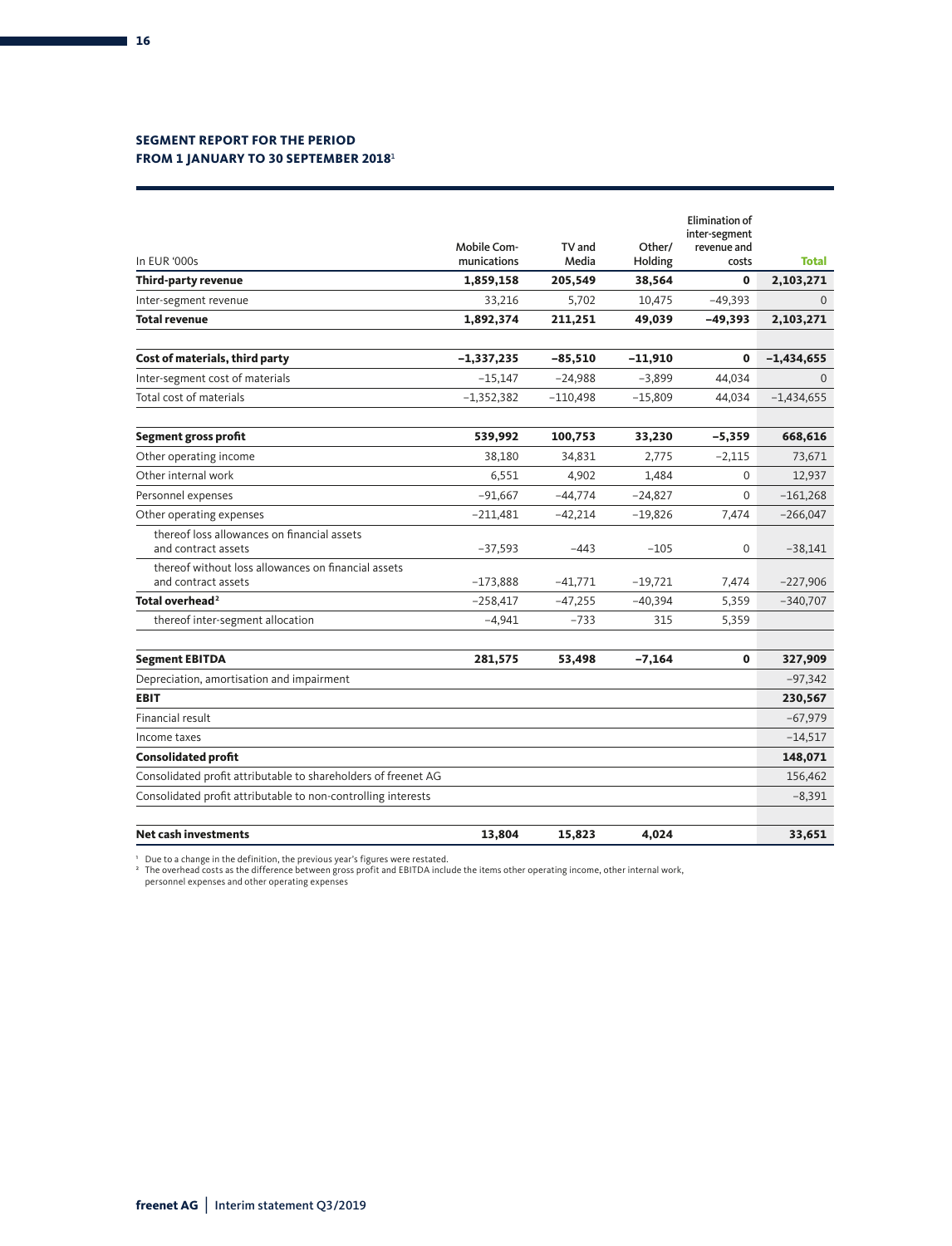## SEGMENT REPORT FOR THE PERIOD FROM 1 JANUARY TO 30 SEPTEMBER 2018[1]

| In EUR '000s | Mobile Communications | TV and Media | Other/ Holding | Elimination of inter-segment revenue and costs | Total |
|---|---|---|---|---|---|
| **Third-party revenue** | **1,859,158** | **205,549** | **38,564** | **0** | **2,103,271** |
| Inter-segment revenue | 33,216 | 5,702 | 10,475 | −49,393 | 0 |
| **Total revenue** | **1,892,374** | **211,251** | **49,039** | **−49,393** | **2,103,271** |
| | | | | | |
| **Cost of materials, third party** | **−1,337,235** | **−85,510** | **−11,910** | **0** | **−1,434,655** |
| Inter-segment cost of materials | −15,147 | −24,988 | −3,899 | 44,034 | 0 |
| Total cost of materials | −1,352,382 | −110,498 | −15,809 | 44,034 | −1,434,655 |
| | | | | | |
| **Segment gross profit** | **539,992** | **100,753** | **33,230** | **−5,359** | **668,616** |
| Other operating income | 38,180 | 34,831 | 2,775 | −2,115 | 73,671 |
| Other internal work | 6,551 | 4,902 | 1,484 | 0 | 12,937 |
| Personnel expenses | −91,667 | −44,774 | −24,827 | 0 | −161,268 |
| Other operating expenses | −211,481 | −42,214 | −19,826 | 7,474 | −266,047 |
| thereof loss allowances on financial assets and contract assets | −37,593 | −443 | −105 | 0 | −38,141 |
| thereof without loss allowances on financial assets and contract assets | −173,888 | −41,771 | −19,721 | 7,474 | −227,906 |
| **Total overhead**[2] | −258,417 | −47,255 | −40,394 | 5,359 | −340,707 |
| thereof inter-segment allocation | −4,941 | −733 | 315 | 5,359 | |
| | | | | | |
| **Segment EBITDA** | **281,575** | **53,498** | **−7,164** | **0** | **327,909** |
| Depreciation, amortisation and impairment | | | | | −97,342 |
| **EBIT** | | | | | **230,567** |
| Financial result | | | | | −67,979 |
| Income taxes | | | | | −14,517 |
| **Consolidated profit** | | | | | **148,071** |
| Consolidated profit attributable to shareholders of freenet AG | | | | | 156,462 |
| Consolidated profit attributable to non-controlling interests | | | | | −8,391 |
| | | | | | |
| **Net cash investments** | **13,804** | **15,823** | **4,024** | | **33,651** |

[1] Due to a change in the definition, the previous year's figures were restated.
[2] The overhead costs as the difference between gross profit and EBITDA include the items other operating income, other internal work, personnel expenses and other operating expenses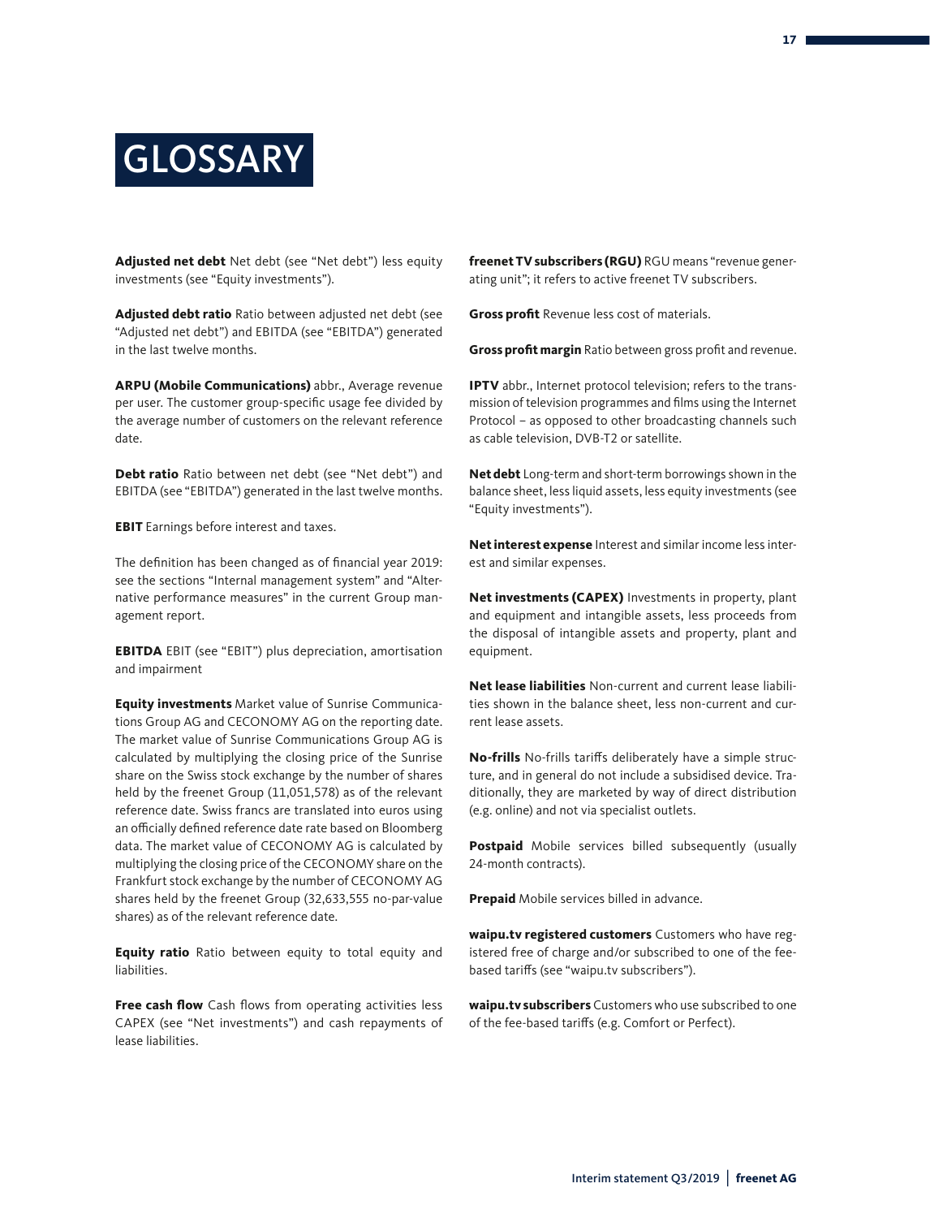# GLOSSARY

**Adjusted net debt** Net debt (see "Net debt") less equity investments (see "Equity investments").

**Adjusted debt ratio** Ratio between adjusted net debt (see "Adjusted net debt") and EBITDA (see "EBITDA") generated in the last twelve months.

**ARPU (Mobile Communications)** abbr., Average revenue per user. The customer group-specific usage fee divided by the average number of customers on the relevant reference date.

**Debt ratio** Ratio between net debt (see "Net debt") and EBITDA (see "EBITDA") generated in the last twelve months.

**EBIT** Earnings before interest and taxes.

The definition has been changed as of financial year 2019: see the sections "Internal management system" and "Alternative performance measures" in the current Group management report.

**EBITDA** EBIT (see "EBIT") plus depreciation, amortisation and impairment

**Equity investments** Market value of Sunrise Communications Group AG and CECONOMY AG on the reporting date. The market value of Sunrise Communications Group AG is calculated by multiplying the closing price of the Sunrise share on the Swiss stock exchange by the number of shares held by the freenet Group (11,051,578) as of the relevant reference date. Swiss francs are translated into euros using an officially defined reference date rate based on Bloomberg data. The market value of CECONOMY AG is calculated by multiplying the closing price of the CECONOMY share on the Frankfurt stock exchange by the number of CECONOMY AG shares held by the freenet Group (32,633,555 no-par-value shares) as of the relevant reference date.

**Equity ratio** Ratio between equity to total equity and liabilities.

**Free cash flow** Cash flows from operating activities less CAPEX (see "Net investments") and cash repayments of lease liabilities.

**freenet TV subscribers (RGU)** RGU means "revenue generating unit"; it refers to active freenet TV subscribers.

**Gross profit** Revenue less cost of materials.

**Gross profit margin** Ratio between gross profit and revenue.

**IPTV** abbr., Internet protocol television; refers to the transmission of television programmes and films using the Internet Protocol – as opposed to other broadcasting channels such as cable television, DVB-T2 or satellite.

**Net debt** Long-term and short-term borrowings shown in the balance sheet, less liquid assets, less equity investments (see "Equity investments").

**Net interest expense** Interest and similar income less interest and similar expenses.

**Net investments (CAPEX)** Investments in property, plant and equipment and intangible assets, less proceeds from the disposal of intangible assets and property, plant and equipment.

**Net lease liabilities** Non-current and current lease liabilities shown in the balance sheet, less non-current and current lease assets.

**No-frills** No-frills tariffs deliberately have a simple structure, and in general do not include a subsidised device. Traditionally, they are marketed by way of direct distribution (e.g. online) and not via specialist outlets.

**Postpaid** Mobile services billed subsequently (usually 24-month contracts).

**Prepaid** Mobile services billed in advance.

**waipu.tv registered customers** Customers who have registered free of charge and/or subscribed to one of the fee-based tariffs (see "waipu.tv subscribers").

**waipu.tv subscribers** Customers who use subscribed to one of the fee-based tariffs (e.g. Comfort or Perfect).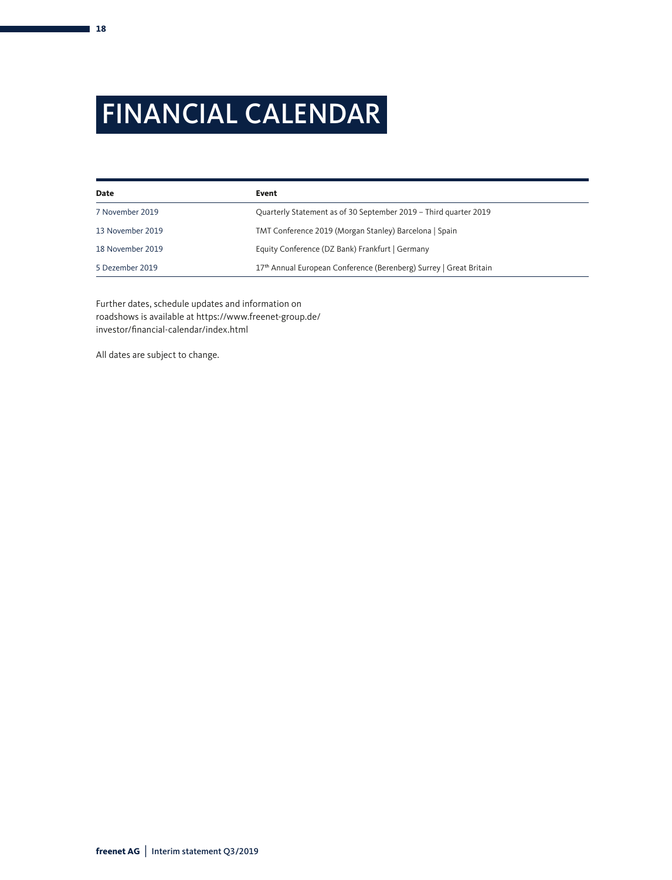# FINANCIAL CALENDAR

| Date | Event |
|---|---|
| 7 November 2019 | Quarterly Statement as of 30 September 2019 – Third quarter 2019 |
| 13 November 2019 | TMT Conference 2019 (Morgan Stanley) Barcelona \| Spain |
| 18 November 2019 | Equity Conference (DZ Bank) Frankfurt \| Germany |
| 5 Dezember 2019 | 17th Annual European Conference (Berenberg) Surrey \| Great Britain |

Further dates, schedule updates and information on roadshows is available at https://www.freenet-group.de/investor/financial-calendar/index.html

All dates are subject to change.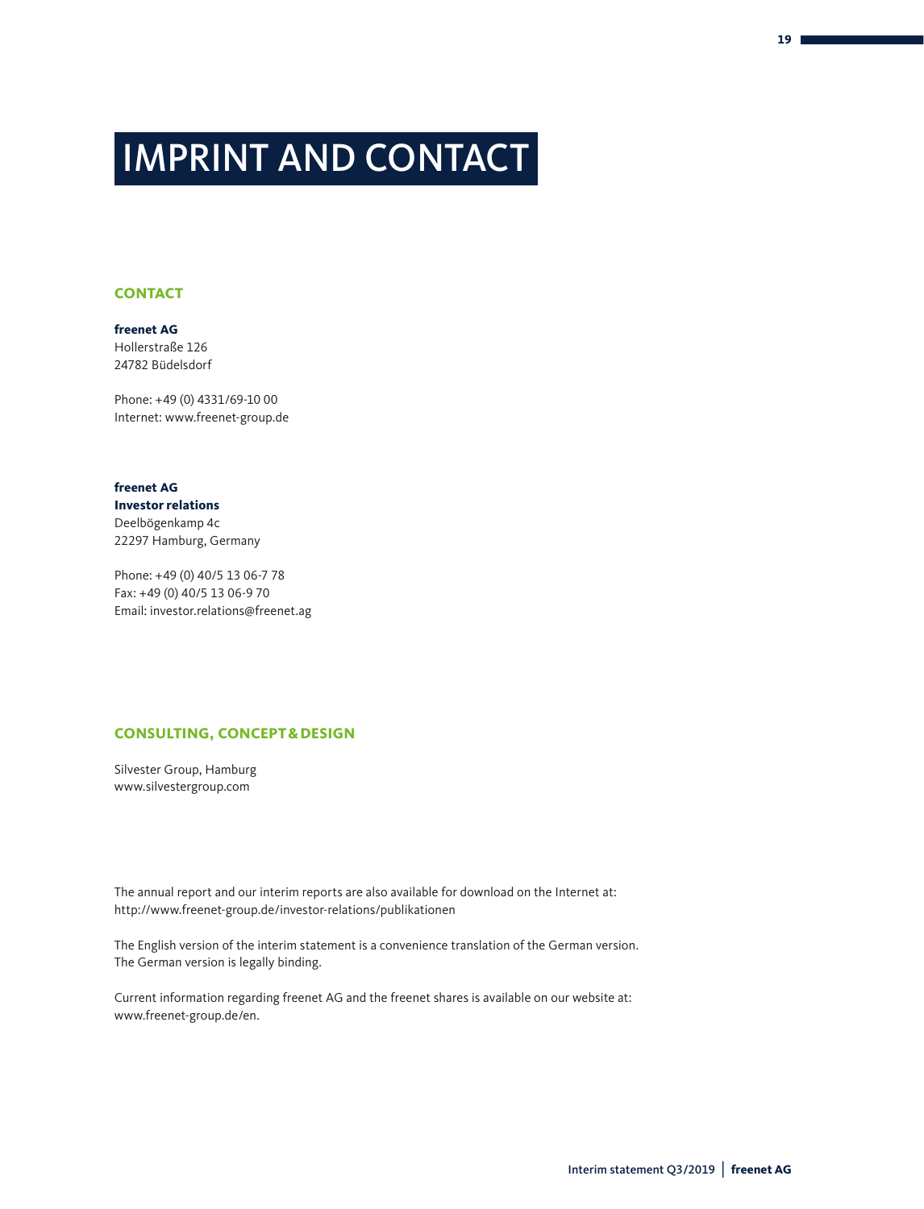# IMPRINT AND CONTACT

## CONTACT

**freenet AG**
Hollerstraße 126
24782 Büdelsdorf

Phone: +49 (0) 4331/69-10 00
Internet: www.freenet-group.de

**freenet AG**
**Investor relations**
Deelbögenkamp 4c
22297 Hamburg, Germany

Phone: +49 (0) 40/5 13 06-7 78
Fax: +49 (0) 40/5 13 06-9 70
Email: investor.relations@freenet.ag

## CONSULTING, CONCEPT & DESIGN

Silvester Group, Hamburg
www.silvestergroup.com

The annual report and our interim reports are also available for download on the Internet at:
http://www.freenet-group.de/investor-relations/publikationen

The English version of the interim statement is a convenience translation of the German version.
The German version is legally binding.

Current information regarding freenet AG and the freenet shares is available on our website at:
www.freenet-group.de/en.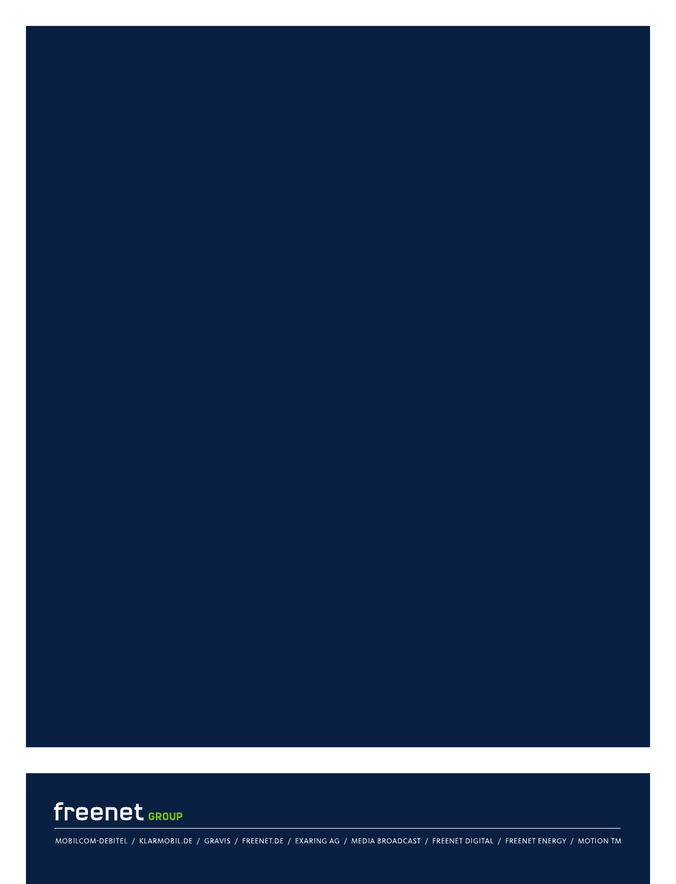freenet GROUP

MOBILCOM-DEBITEL / KLARMOBIL.DE / GRAVIS / FREENET.DE / EXARING AG / MEDIA BROADCAST / FREENET DIGITAL / FREENET ENERGY / MOTION TM